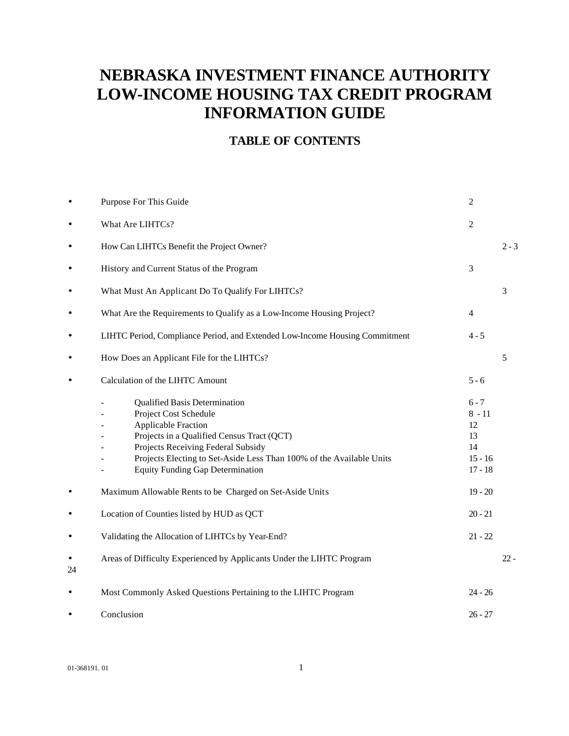# NEBRASKA INVESTMENT FINANCE AUTHORITY LOW-INCOME HOUSING TAX CREDIT PROGRAM INFORMATION GUIDE

## TABLE OF CONTENTS

| | | |
|---|---|---|
| • | Purpose For This Guide | 2 |
| • | What Are LIHTCs? | 2 |
| • | How Can LIHTCs Benefit the Project Owner? | 2 - 3 |
| • | History and Current Status of the Program | 3 |
| • | What Must An Applicant Do To Qualify For LIHTCs? | 3 |
| • | What Are the Requirements to Qualify as a Low-Income Housing Project? | 4 |
| • | LIHTC Period, Compliance Period, and Extended Low-Income Housing Commitment | 4 - 5 |
| • | How Does an Applicant File for the LIHTCs? | 5 |
| • | Calculation of the LIHTC Amount | 5 - 6 |
| | - Qualified Basis Determination | 6 - 7 |
| | - Project Cost Schedule | 8 - 11 |
| | - Applicable Fraction | 12 |
| | - Projects in a Qualified Census Tract (QCT) | 13 |
| | - Projects Receiving Federal Subsidy | 14 |
| | - Projects Electing to Set-Aside Less Than 100% of the Available Units | 15 - 16 |
| | - Equity Funding Gap Determination | 17 - 18 |
| • | Maximum Allowable Rents to be Charged on Set-Aside Units | 19 - 20 |
| • | Location of Counties listed by HUD as QCT | 20 - 21 |
| • | Validating the Allocation of LIHTCs by Year-End? | 21 - 22 |
| • | Areas of Difficulty Experienced by Applicants Under the LIHTC Program | 22 - 24 |
| • | Most Commonly Asked Questions Pertaining to the LIHTC Program | 24 - 26 |
| • | Conclusion | 26 - 27 |

01-368191. 01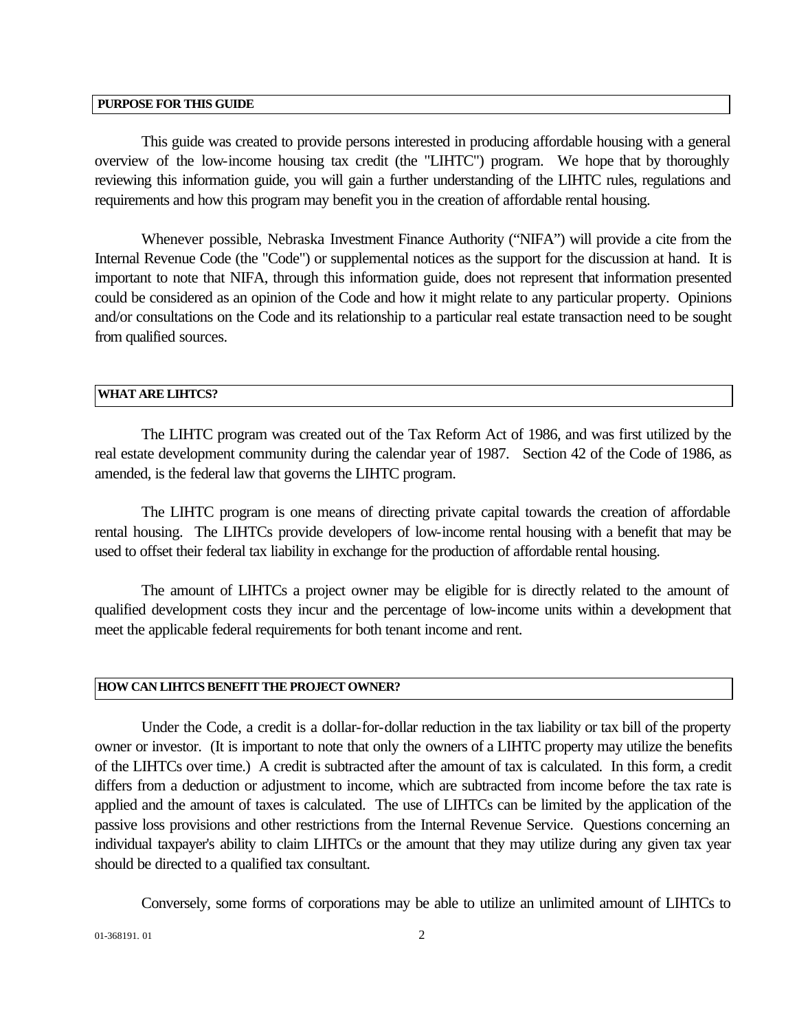## PURPOSE FOR THIS GUIDE

This guide was created to provide persons interested in producing affordable housing with a general overview of the low-income housing tax credit (the "LIHTC") program. We hope that by thoroughly reviewing this information guide, you will gain a further understanding of the LIHTC rules, regulations and requirements and how this program may benefit you in the creation of affordable rental housing.

Whenever possible, Nebraska Investment Finance Authority ("NIFA") will provide a cite from the Internal Revenue Code (the "Code") or supplemental notices as the support for the discussion at hand. It is important to note that NIFA, through this information guide, does not represent that information presented could be considered as an opinion of the Code and how it might relate to any particular property. Opinions and/or consultations on the Code and its relationship to a particular real estate transaction need to be sought from qualified sources.

## WHAT ARE LIHTCS?

The LIHTC program was created out of the Tax Reform Act of 1986, and was first utilized by the real estate development community during the calendar year of 1987. Section 42 of the Code of 1986, as amended, is the federal law that governs the LIHTC program.

The LIHTC program is one means of directing private capital towards the creation of affordable rental housing. The LIHTCs provide developers of low-income rental housing with a benefit that may be used to offset their federal tax liability in exchange for the production of affordable rental housing.

The amount of LIHTCs a project owner may be eligible for is directly related to the amount of qualified development costs they incur and the percentage of low-income units within a development that meet the applicable federal requirements for both tenant income and rent.

## HOW CAN LIHTCS BENEFIT THE PROJECT OWNER?

Under the Code, a credit is a dollar-for-dollar reduction in the tax liability or tax bill of the property owner or investor. (It is important to note that only the owners of a LIHTC property may utilize the benefits of the LIHTCs over time.) A credit is subtracted after the amount of tax is calculated. In this form, a credit differs from a deduction or adjustment to income, which are subtracted from income before the tax rate is applied and the amount of taxes is calculated. The use of LIHTCs can be limited by the application of the passive loss provisions and other restrictions from the Internal Revenue Service. Questions concerning an individual taxpayer's ability to claim LIHTCs or the amount that they may utilize during any given tax year should be directed to a qualified tax consultant.

Conversely, some forms of corporations may be able to utilize an unlimited amount of LIHTCs to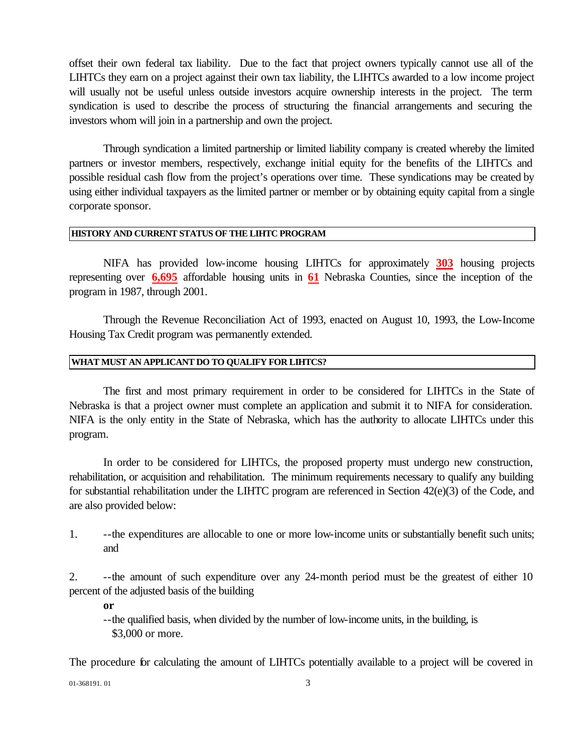offset their own federal tax liability. Due to the fact that project owners typically cannot use all of the LIHTCs they earn on a project against their own tax liability, the LIHTCs awarded to a low income project will usually not be useful unless outside investors acquire ownership interests in the project. The term syndication is used to describe the process of structuring the financial arrangements and securing the investors whom will join in a partnership and own the project.

Through syndication a limited partnership or limited liability company is created whereby the limited partners or investor members, respectively, exchange initial equity for the benefits of the LIHTCs and possible residual cash flow from the project's operations over time. These syndications may be created by using either individual taxpayers as the limited partner or member or by obtaining equity capital from a single corporate sponsor.

## HISTORY AND CURRENT STATUS OF THE LIHTC PROGRAM

NIFA has provided low-income housing LIHTCs for approximately **303** housing projects representing over **6,695** affordable housing units in **61** Nebraska Counties, since the inception of the program in 1987, through 2001.

Through the Revenue Reconciliation Act of 1993, enacted on August 10, 1993, the Low-Income Housing Tax Credit program was permanently extended.

## WHAT MUST AN APPLICANT DO TO QUALIFY FOR LIHTCS?

The first and most primary requirement in order to be considered for LIHTCs in the State of Nebraska is that a project owner must complete an application and submit it to NIFA for consideration. NIFA is the only entity in the State of Nebraska, which has the authority to allocate LIHTCs under this program.

In order to be considered for LIHTCs, the proposed property must undergo new construction, rehabilitation, or acquisition and rehabilitation. The minimum requirements necessary to qualify any building for substantial rehabilitation under the LIHTC program are referenced in Section 42(e)(3) of the Code, and are also provided below:

1. --the expenditures are allocable to one or more low-income units or substantially benefit such units; and

2. --the amount of such expenditure over any 24-month period must be the greatest of either 10 percent of the adjusted basis of the building

   **or**

   --the qualified basis, when divided by the number of low-income units, in the building, is $3,000 or more.

The procedure for calculating the amount of LIHTCs potentially available to a project will be covered in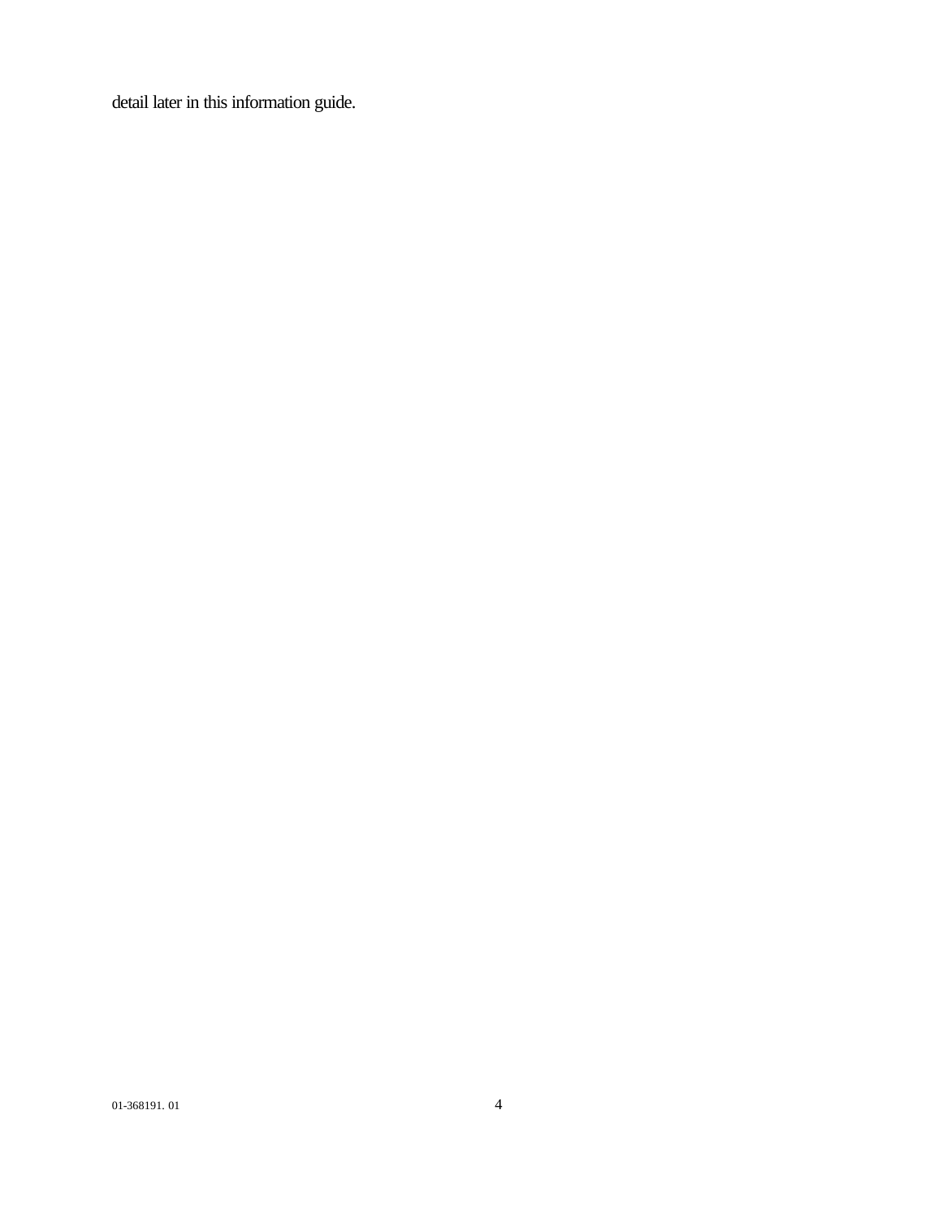detail later in this information guide.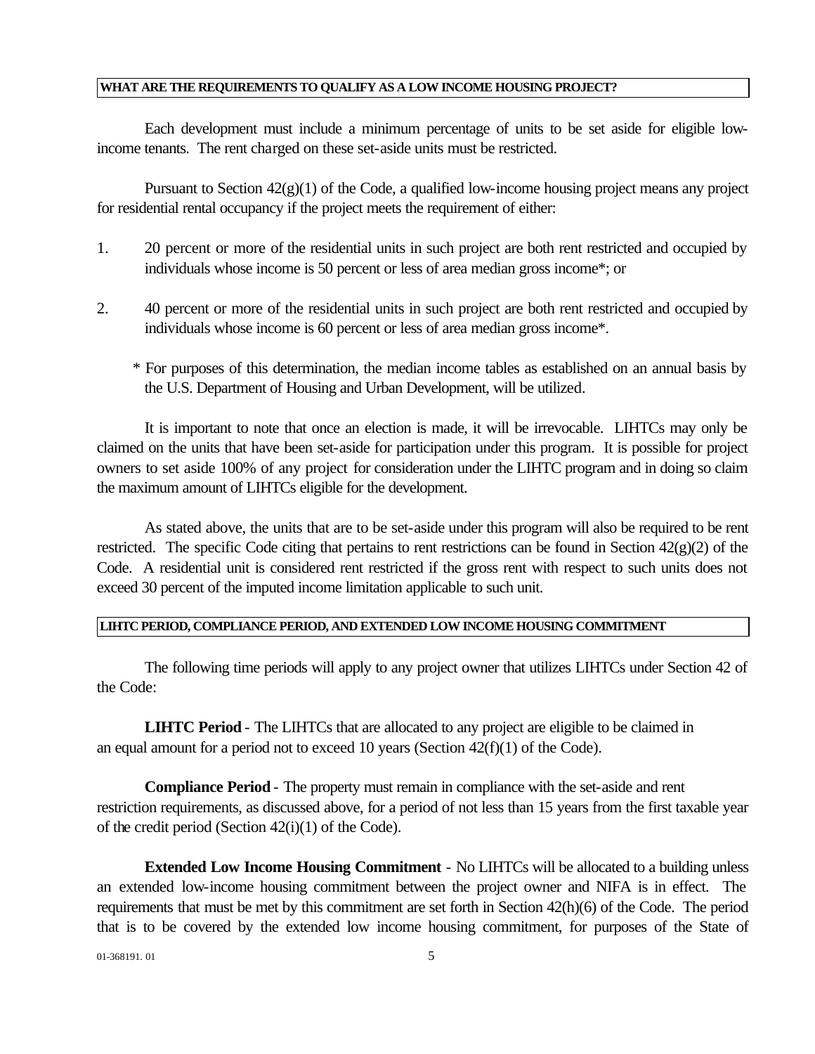## WHAT ARE THE REQUIREMENTS TO QUALIFY AS A LOW INCOME HOUSING PROJECT?

Each development must include a minimum percentage of units to be set aside for eligible low-income tenants. The rent charged on these set-aside units must be restricted.

Pursuant to Section 42(g)(1) of the Code, a qualified low-income housing project means any project for residential rental occupancy if the project meets the requirement of either:

1. 20 percent or more of the residential units in such project are both rent restricted and occupied by individuals whose income is 50 percent or less of area median gross income*; or

2. 40 percent or more of the residential units in such project are both rent restricted and occupied by individuals whose income is 60 percent or less of area median gross income*.

\* For purposes of this determination, the median income tables as established on an annual basis by the U.S. Department of Housing and Urban Development, will be utilized.

It is important to note that once an election is made, it will be irrevocable. LIHTCs may only be claimed on the units that have been set-aside for participation under this program. It is possible for project owners to set aside 100% of any project for consideration under the LIHTC program and in doing so claim the maximum amount of LIHTCs eligible for the development.

As stated above, the units that are to be set-aside under this program will also be required to be rent restricted. The specific Code citing that pertains to rent restrictions can be found in Section 42(g)(2) of the Code. A residential unit is considered rent restricted if the gross rent with respect to such units does not exceed 30 percent of the imputed income limitation applicable to such unit.

## LIHTC PERIOD, COMPLIANCE PERIOD, AND EXTENDED LOW INCOME HOUSING COMMITMENT

The following time periods will apply to any project owner that utilizes LIHTCs under Section 42 of the Code:

**LIHTC Period** - The LIHTCs that are allocated to any project are eligible to be claimed in an equal amount for a period not to exceed 10 years (Section 42(f)(1) of the Code).

**Compliance Period** - The property must remain in compliance with the set-aside and rent restriction requirements, as discussed above, for a period of not less than 15 years from the first taxable year of the credit period (Section 42(i)(1) of the Code).

**Extended Low Income Housing Commitment** - No LIHTCs will be allocated to a building unless an extended low-income housing commitment between the project owner and NIFA is in effect. The requirements that must be met by this commitment are set forth in Section 42(h)(6) of the Code. The period that is to be covered by the extended low income housing commitment, for purposes of the State of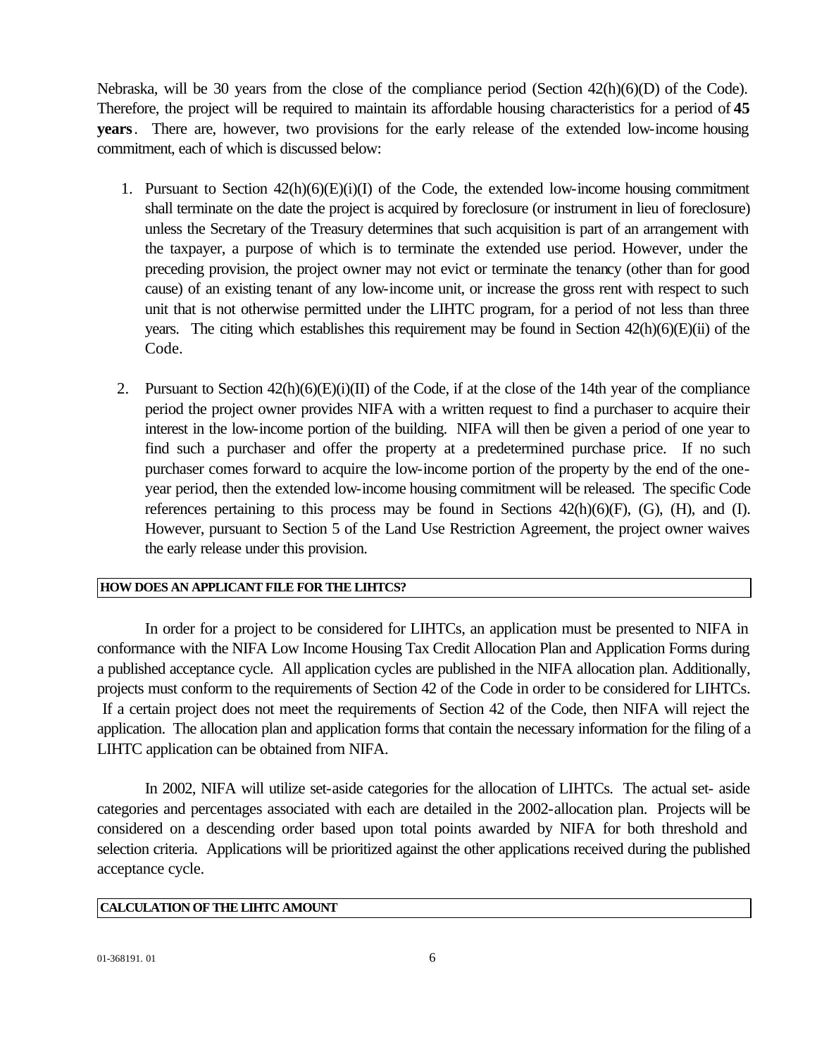Nebraska, will be 30 years from the close of the compliance period (Section 42(h)(6)(D) of the Code). Therefore, the project will be required to maintain its affordable housing characteristics for a period of **45 years**. There are, however, two provisions for the early release of the extended low-income housing commitment, each of which is discussed below:

1. Pursuant to Section 42(h)(6)(E)(i)(I) of the Code, the extended low-income housing commitment shall terminate on the date the project is acquired by foreclosure (or instrument in lieu of foreclosure) unless the Secretary of the Treasury determines that such acquisition is part of an arrangement with the taxpayer, a purpose of which is to terminate the extended use period. However, under the preceding provision, the project owner may not evict or terminate the tenancy (other than for good cause) of an existing tenant of any low-income unit, or increase the gross rent with respect to such unit that is not otherwise permitted under the LIHTC program, for a period of not less than three years. The citing which establishes this requirement may be found in Section 42(h)(6)(E)(ii) of the Code.

2. Pursuant to Section 42(h)(6)(E)(i)(II) of the Code, if at the close of the 14th year of the compliance period the project owner provides NIFA with a written request to find a purchaser to acquire their interest in the low-income portion of the building. NIFA will then be given a period of one year to find such a purchaser and offer the property at a predetermined purchase price. If no such purchaser comes forward to acquire the low-income portion of the property by the end of the one-year period, then the extended low-income housing commitment will be released. The specific Code references pertaining to this process may be found in Sections 42(h)(6)(F), (G), (H), and (I). However, pursuant to Section 5 of the Land Use Restriction Agreement, the project owner waives the early release under this provision.

## HOW DOES AN APPLICANT FILE FOR THE LIHTCS?

In order for a project to be considered for LIHTCs, an application must be presented to NIFA in conformance with the NIFA Low Income Housing Tax Credit Allocation Plan and Application Forms during a published acceptance cycle. All application cycles are published in the NIFA allocation plan. Additionally, projects must conform to the requirements of Section 42 of the Code in order to be considered for LIHTCs. If a certain project does not meet the requirements of Section 42 of the Code, then NIFA will reject the application. The allocation plan and application forms that contain the necessary information for the filing of a LIHTC application can be obtained from NIFA.

In 2002, NIFA will utilize set-aside categories for the allocation of LIHTCs. The actual set- aside categories and percentages associated with each are detailed in the 2002-allocation plan. Projects will be considered on a descending order based upon total points awarded by NIFA for both threshold and selection criteria. Applications will be prioritized against the other applications received during the published acceptance cycle.

## CALCULATION OF THE LIHTC AMOUNT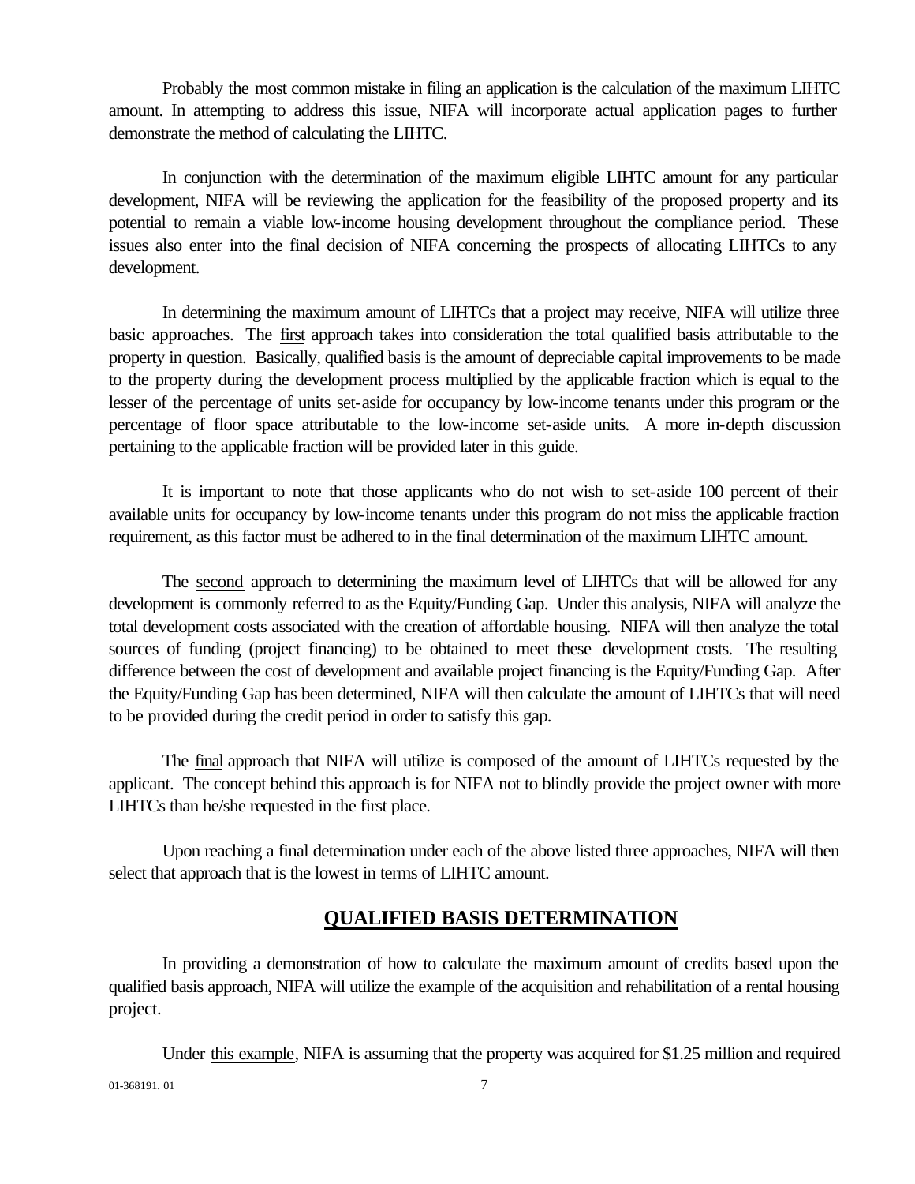Probably the most common mistake in filing an application is the calculation of the maximum LIHTC amount. In attempting to address this issue, NIFA will incorporate actual application pages to further demonstrate the method of calculating the LIHTC.

In conjunction with the determination of the maximum eligible LIHTC amount for any particular development, NIFA will be reviewing the application for the feasibility of the proposed property and its potential to remain a viable low-income housing development throughout the compliance period. These issues also enter into the final decision of NIFA concerning the prospects of allocating LIHTCs to any development.

In determining the maximum amount of LIHTCs that a project may receive, NIFA will utilize three basic approaches. The <u>first</u> approach takes into consideration the total qualified basis attributable to the property in question. Basically, qualified basis is the amount of depreciable capital improvements to be made to the property during the development process multiplied by the applicable fraction which is equal to the lesser of the percentage of units set-aside for occupancy by low-income tenants under this program or the percentage of floor space attributable to the low-income set-aside units. A more in-depth discussion pertaining to the applicable fraction will be provided later in this guide.

It is important to note that those applicants who do not wish to set-aside 100 percent of their available units for occupancy by low-income tenants under this program do not miss the applicable fraction requirement, as this factor must be adhered to in the final determination of the maximum LIHTC amount.

The <u>second</u> approach to determining the maximum level of LIHTCs that will be allowed for any development is commonly referred to as the Equity/Funding Gap. Under this analysis, NIFA will analyze the total development costs associated with the creation of affordable housing. NIFA will then analyze the total sources of funding (project financing) to be obtained to meet these development costs. The resulting difference between the cost of development and available project financing is the Equity/Funding Gap. After the Equity/Funding Gap has been determined, NIFA will then calculate the amount of LIHTCs that will need to be provided during the credit period in order to satisfy this gap.

The <u>final</u> approach that NIFA will utilize is composed of the amount of LIHTCs requested by the applicant. The concept behind this approach is for NIFA not to blindly provide the project owner with more LIHTCs than he/she requested in the first place.

Upon reaching a final determination under each of the above listed three approaches, NIFA will then select that approach that is the lowest in terms of LIHTC amount.

## QUALIFIED BASIS DETERMINATION

In providing a demonstration of how to calculate the maximum amount of credits based upon the qualified basis approach, NIFA will utilize the example of the acquisition and rehabilitation of a rental housing project.

Under <u>this example</u>, NIFA is assuming that the property was acquired for $1.25 million and required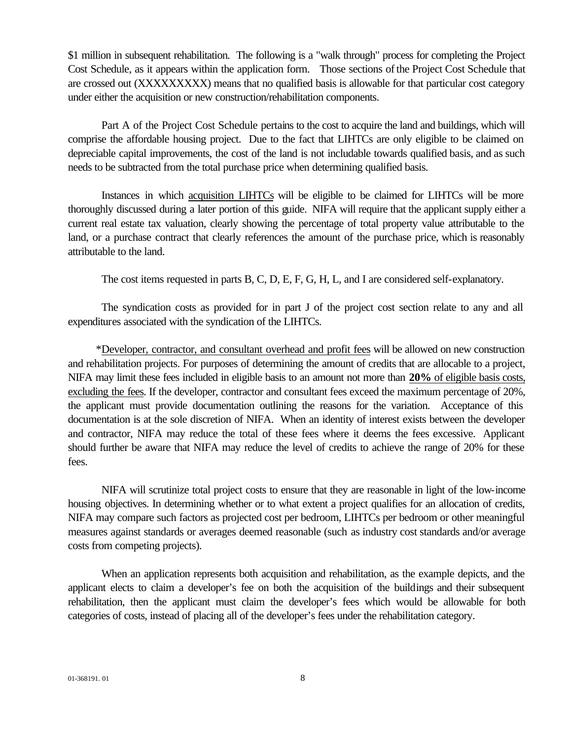$1 million in subsequent rehabilitation. The following is a "walk through" process for completing the Project Cost Schedule, as it appears within the application form. Those sections of the Project Cost Schedule that are crossed out (XXXXXXXXX) means that no qualified basis is allowable for that particular cost category under either the acquisition or new construction/rehabilitation components.

Part A of the Project Cost Schedule pertains to the cost to acquire the land and buildings, which will comprise the affordable housing project. Due to the fact that LIHTCs are only eligible to be claimed on depreciable capital improvements, the cost of the land is not includable towards qualified basis, and as such needs to be subtracted from the total purchase price when determining qualified basis.

Instances in which acquisition LIHTCs will be eligible to be claimed for LIHTCs will be more thoroughly discussed during a later portion of this guide. NIFA will require that the applicant supply either a current real estate tax valuation, clearly showing the percentage of total property value attributable to the land, or a purchase contract that clearly references the amount of the purchase price, which is reasonably attributable to the land.

The cost items requested in parts B, C, D, E, F, G, H, L, and I are considered self-explanatory.

The syndication costs as provided for in part J of the project cost section relate to any and all expenditures associated with the syndication of the LIHTCs.

*Developer, contractor, and consultant overhead and profit fees will be allowed on new construction and rehabilitation projects. For purposes of determining the amount of credits that are allocable to a project, NIFA may limit these fees included in eligible basis to an amount not more than **20%** of eligible basis costs, excluding the fees. If the developer, contractor and consultant fees exceed the maximum percentage of 20%, the applicant must provide documentation outlining the reasons for the variation. Acceptance of this documentation is at the sole discretion of NIFA. When an identity of interest exists between the developer and contractor, NIFA may reduce the total of these fees where it deems the fees excessive. Applicant should further be aware that NIFA may reduce the level of credits to achieve the range of 20% for these fees.

NIFA will scrutinize total project costs to ensure that they are reasonable in light of the low-income housing objectives. In determining whether or to what extent a project qualifies for an allocation of credits, NIFA may compare such factors as projected cost per bedroom, LIHTCs per bedroom or other meaningful measures against standards or averages deemed reasonable (such as industry cost standards and/or average costs from competing projects).

When an application represents both acquisition and rehabilitation, as the example depicts, and the applicant elects to claim a developer's fee on both the acquisition of the buildings and their subsequent rehabilitation, then the applicant must claim the developer's fees which would be allowable for both categories of costs, instead of placing all of the developer's fees under the rehabilitation category.

01-368191. 01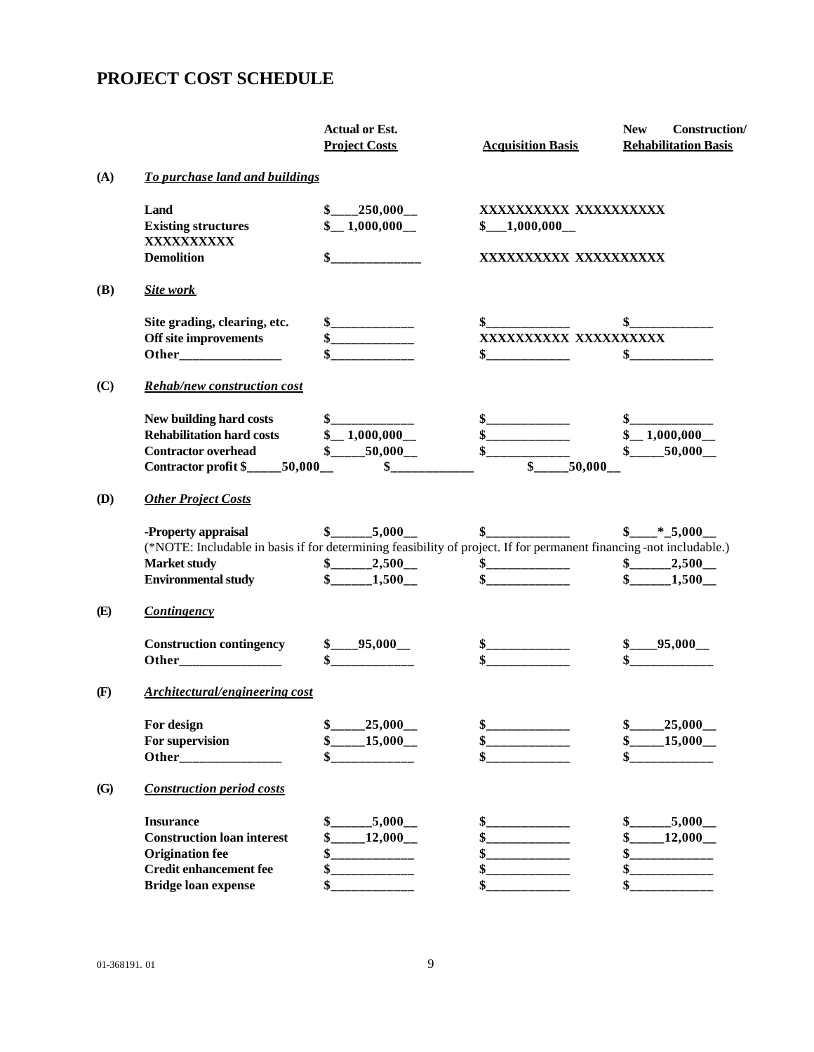# PROJECT COST SCHEDULE

| | | Actual or Est. Project Costs | Acquisition Basis | New Construction/ Rehabilitation Basis |
|---|---|---|---|---|
| **(A)** | ***To purchase land and buildings*** | | | |
| | **Land** | **$____250,000__** | **XXXXXXXXXX** | **XXXXXXXXXX** |
| | **Existing structures** | **$__ 1,000,000__** | **$___1,000,000__** | **XXXXXXXXXX** |
| | **Demolition** | **$______________** | **XXXXXXXXXX** | **XXXXXXXXXX** |
| **(B)** | ***Site work*** | | | |
| | **Site grading, clearing, etc.** | **$_____________** | **$_____________** | **$_____________** |
| | **Off site improvements** | **$_____________** | **XXXXXXXXXX** | **XXXXXXXXXX** |
| | **Other________________** | **$_____________** | **$_____________** | **$_____________** |
| **(C)** | ***Rehab/new construction cost*** | | | |
| | **New building hard costs** | **$_____________** | **$_____________** | **$_____________** |
| | **Rehabilitation hard costs** | **$__ 1,000,000__** | **$_____________** | **$__ 1,000,000__** |
| | **Contractor overhead** | **$_____50,000__** | **$_____________** | **$_____50,000__** |
| | **Contractor profit $_____50,000__** | **$_____________** | **$_____50,000__** | |
| **(D)** | ***Other Project Costs*** | | | |
| | **-Property appraisal** | **$______5,000__** | **$_____________** | **$____*_5,000__** |
| | (*NOTE: Includable in basis if for determining feasibility of project. If for permanent financing -not includable.) | | | |
| | **Market study** | **$______2,500__** | **$_____________** | **$______2,500__** |
| | **Environmental study** | **$______1,500__** | **$_____________** | **$______1,500__** |
| **(E)** | ***Contingency*** | | | |
| | **Construction contingency** | **$____95,000__** | **$_____________** | **$____95,000__** |
| | **Other________________** | **$_____________** | **$_____________** | **$_____________** |
| **(F)** | ***Architectural/engineering cost*** | | | |
| | **For design** | **$_____25,000__** | **$_____________** | **$_____25,000__** |
| | **For supervision** | **$_____15,000__** | **$_____________** | **$_____15,000__** |
| | **Other________________** | **$_____________** | **$_____________** | **$_____________** |
| **(G)** | ***Construction period costs*** | | | |
| | **Insurance** | **$______5,000__** | **$_____________** | **$______5,000__** |
| | **Construction loan interest** | **$_____12,000__** | **$_____________** | **$_____12,000__** |
| | **Origination fee** | **$_____________** | **$_____________** | **$_____________** |
| | **Credit enhancement fee** | **$_____________** | **$_____________** | **$_____________** |
| | **Bridge loan expense** | **$_____________** | **$_____________** | **$_____________** |

01-368191. 01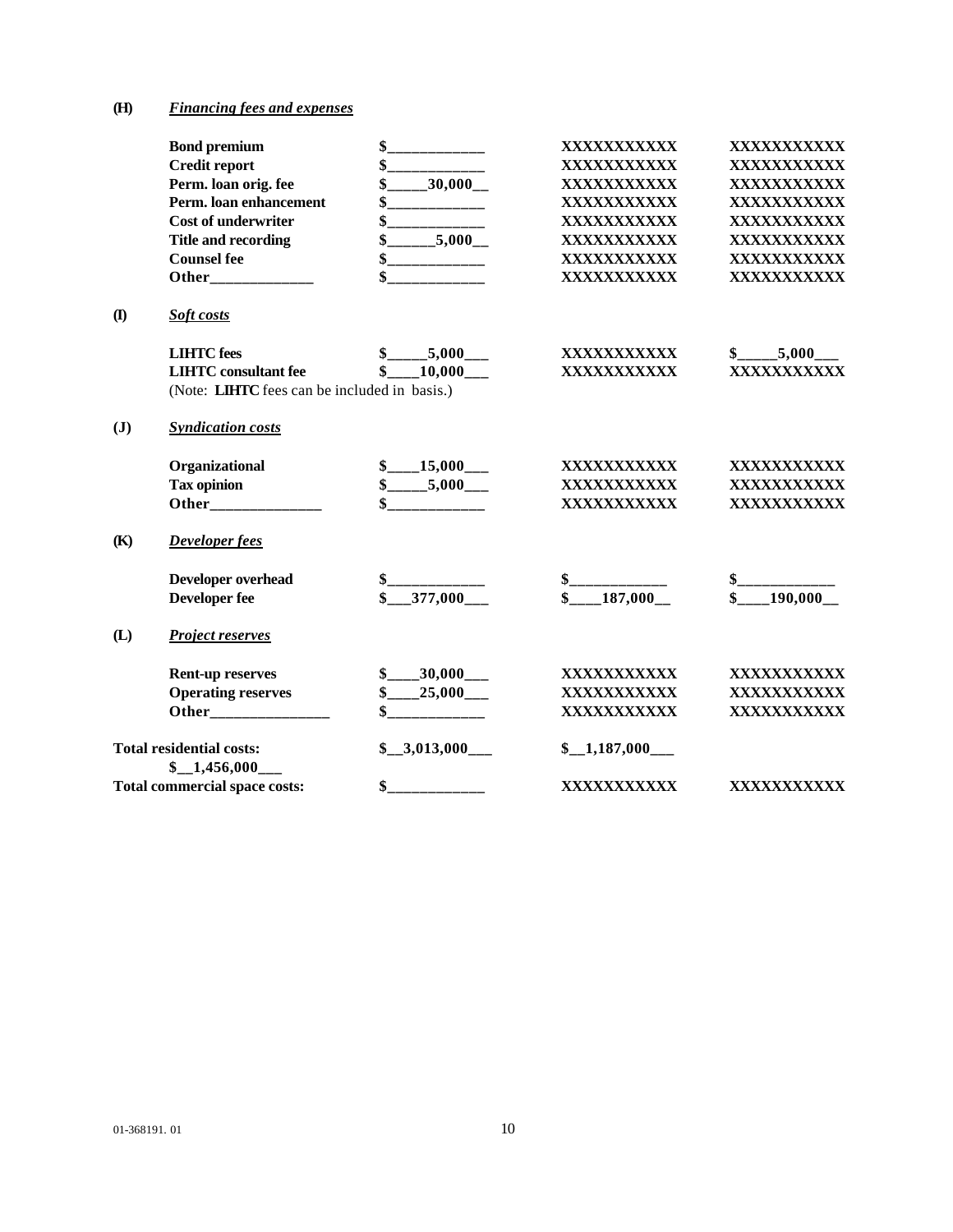**(H)** ***Financing fees and expenses***

| | | | |
|---|---|---|---|
| **Bond premium** | **$\_\_\_\_\_\_\_\_\_\_\_\_** | **XXXXXXXXXXX** | **XXXXXXXXXXX** |
| **Credit report** | **$\_\_\_\_\_\_\_\_\_\_\_\_** | **XXXXXXXXXXX** | **XXXXXXXXXXX** |
| **Perm. loan orig. fee** | **$\_\_\_\_\_30,000\_\_** | **XXXXXXXXXXX** | **XXXXXXXXXXX** |
| **Perm. loan enhancement** | **$\_\_\_\_\_\_\_\_\_\_\_\_** | **XXXXXXXXXXX** | **XXXXXXXXXXX** |
| **Cost of underwriter** | **$\_\_\_\_\_\_\_\_\_\_\_\_** | **XXXXXXXXXXX** | **XXXXXXXXXXX** |
| **Title and recording** | **$\_\_\_\_\_\_5,000\_\_** | **XXXXXXXXXXX** | **XXXXXXXXXXX** |
| **Counsel fee** | **$\_\_\_\_\_\_\_\_\_\_\_\_** | **XXXXXXXXXXX** | **XXXXXXXXXXX** |
| **Other\_\_\_\_\_\_\_\_\_\_\_\_\_** | **$\_\_\_\_\_\_\_\_\_\_\_\_** | **XXXXXXXXXXX** | **XXXXXXXXXXX** |

**(I)** ***Soft costs***

| | | | |
|---|---|---|---|
| **LIHTC fees** | **$\_\_\_\_\_5,000\_\_\_** | **XXXXXXXXXXX** | **$\_\_\_\_\_5,000\_\_\_** |
| **LIHTC consultant fee** | **$\_\_\_\_10,000\_\_\_** | **XXXXXXXXXXX** | **XXXXXXXXXXX** |

(Note: **LIHTC** fees can be included in basis.)

**(J)** ***Syndication costs***

| | | | |
|---|---|---|---|
| **Organizational** | **$\_\_\_\_15,000\_\_\_** | **XXXXXXXXXXX** | **XXXXXXXXXXX** |
| **Tax opinion** | **$\_\_\_\_\_5,000\_\_\_** | **XXXXXXXXXXX** | **XXXXXXXXXXX** |
| **Other\_\_\_\_\_\_\_\_\_\_\_\_\_\_\_** | **$\_\_\_\_\_\_\_\_\_\_\_\_** | **XXXXXXXXXXX** | **XXXXXXXXXXX** |

**(K)** ***Developer fees***

| | | | |
|---|---|---|---|
| **Developer overhead** | **$\_\_\_\_\_\_\_\_\_\_\_\_** | **$\_\_\_\_\_\_\_\_\_\_\_\_** | **$\_\_\_\_\_\_\_\_\_\_\_\_** |
| **Developer fee** | **$\_\_\_377,000\_\_\_** | **$\_\_\_\_187,000\_\_** | **$\_\_\_\_190,000\_\_** |

**(L)** ***Project reserves***

| | | | |
|---|---|---|---|
| **Rent-up reserves** | **$\_\_\_\_30,000\_\_\_** | **XXXXXXXXXXX** | **XXXXXXXXXXX** |
| **Operating reserves** | **$\_\_\_\_25,000\_\_\_** | **XXXXXXXXXXX** | **XXXXXXXXXXX** |
| **Other\_\_\_\_\_\_\_\_\_\_\_\_\_\_\_\_** | **$\_\_\_\_\_\_\_\_\_\_\_\_** | **XXXXXXXXXXX** | **XXXXXXXXXXX** |

| | | | |
|---|---|---|---|
| **Total residential costs:** | **$\_\_3,013,000\_\_\_** | **$\_\_1,187,000\_\_\_** | **$\_\_1,456,000\_\_\_** |
| **Total commercial space costs:** | **$\_\_\_\_\_\_\_\_\_\_\_\_** | **XXXXXXXXXXX** | **XXXXXXXXXXX** |

01-368191. 01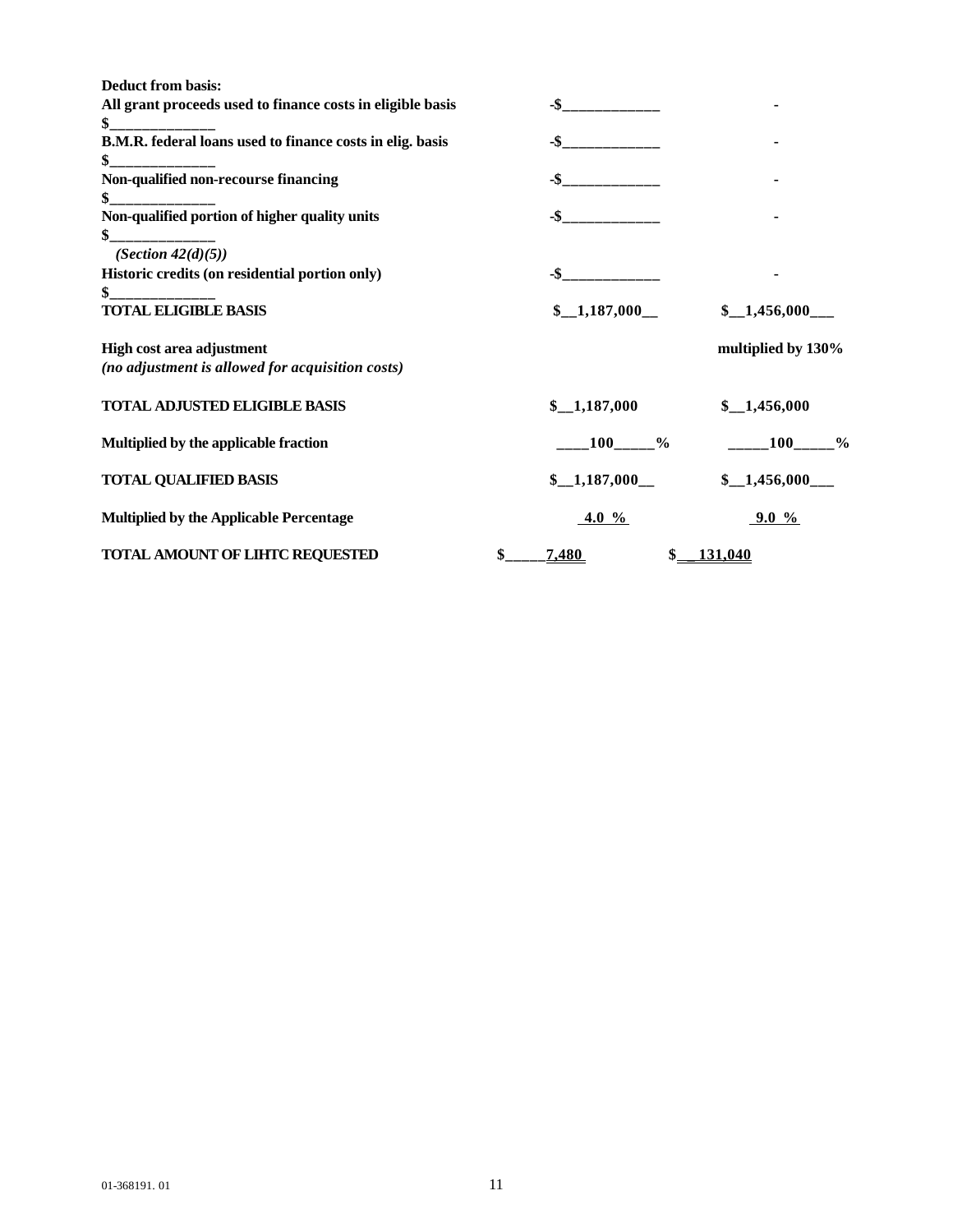| **Deduct from basis:** | | |
|---|---|---|
| **All grant proceeds used to finance costs in eligible basis** **$______________** | **-$_____________** | **-** |
| **B.M.R. federal loans used to finance costs in elig. basis** **$______________** | **-$_____________** | **-** |
| **Non-qualified non-recourse financing** **$______________** | **-$_____________** | **-** |
| **Non-qualified portion of higher quality units** **$______________** *(Section 42(d)(5))* | **-$_____________** | **-** |
| **Historic credits (on residential portion only)** **$______________** | **-$_____________** | **-** |
| **TOTAL ELIGIBLE BASIS** | **$__1,187,000__** | **$__1,456,000___** |
| **High cost area adjustment** *(no adjustment is allowed for acquisition costs)* | | **multiplied by 130%** |
| **TOTAL ADJUSTED ELIGIBLE BASIS** | **$__1,187,000** | **$__1,456,000** |
| **Multiplied by the applicable fraction** | **____100_____%** | **_____100_____%** |
| **TOTAL QUALIFIED BASIS** | **$__1,187,000__** | **$__1,456,000___** |
| **Multiplied by the Applicable Percentage** | **4.0 %** | **9.0 %** |
| **TOTAL AMOUNT OF LIHTC REQUESTED** | **$_____7,480** | **$__131,040** |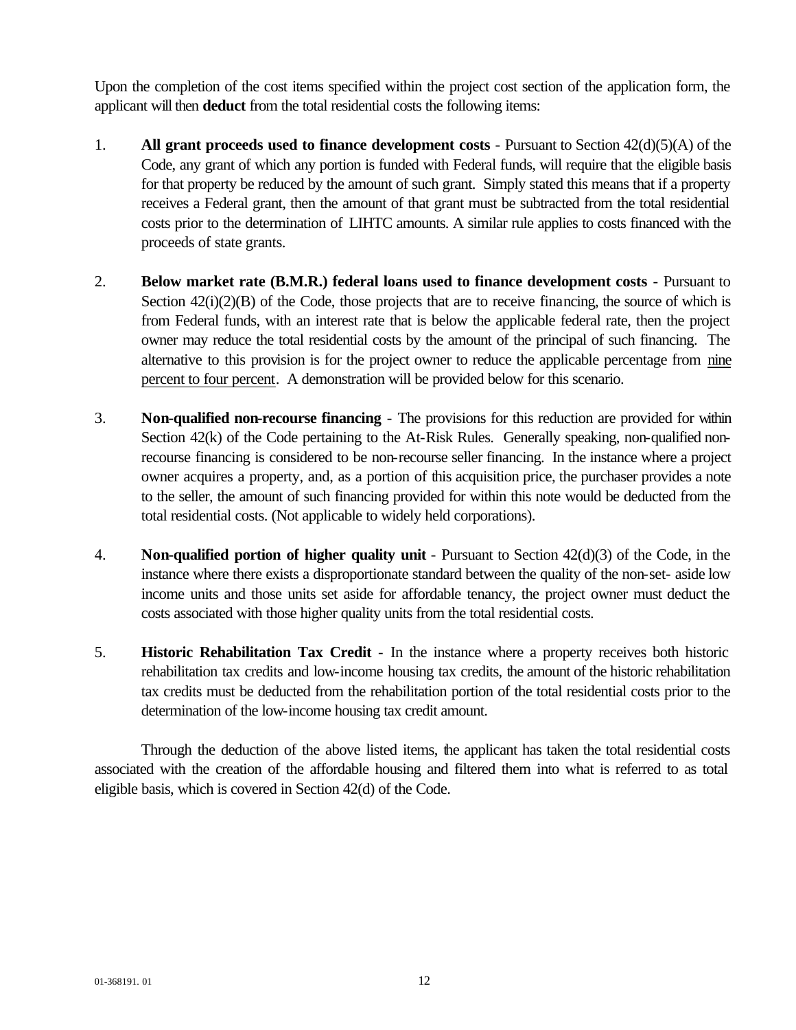Upon the completion of the cost items specified within the project cost section of the application form, the applicant will then **deduct** from the total residential costs the following items:

1. **All grant proceeds used to finance development costs** - Pursuant to Section 42(d)(5)(A) of the Code, any grant of which any portion is funded with Federal funds, will require that the eligible basis for that property be reduced by the amount of such grant. Simply stated this means that if a property receives a Federal grant, then the amount of that grant must be subtracted from the total residential costs prior to the determination of LIHTC amounts. A similar rule applies to costs financed with the proceeds of state grants.

2. **Below market rate (B.M.R.) federal loans used to finance development costs** - Pursuant to Section 42(i)(2)(B) of the Code, those projects that are to receive financing, the source of which is from Federal funds, with an interest rate that is below the applicable federal rate, then the project owner may reduce the total residential costs by the amount of the principal of such financing. The alternative to this provision is for the project owner to reduce the applicable percentage from nine percent to four percent. A demonstration will be provided below for this scenario.

3. **Non-qualified non-recourse financing** - The provisions for this reduction are provided for within Section 42(k) of the Code pertaining to the At-Risk Rules. Generally speaking, non-qualified non-recourse financing is considered to be non-recourse seller financing. In the instance where a project owner acquires a property, and, as a portion of this acquisition price, the purchaser provides a note to the seller, the amount of such financing provided for within this note would be deducted from the total residential costs. (Not applicable to widely held corporations).

4. **Non-qualified portion of higher quality unit** - Pursuant to Section 42(d)(3) of the Code, in the instance where there exists a disproportionate standard between the quality of the non-set- aside low income units and those units set aside for affordable tenancy, the project owner must deduct the costs associated with those higher quality units from the total residential costs.

5. **Historic Rehabilitation Tax Credit** - In the instance where a property receives both historic rehabilitation tax credits and low-income housing tax credits, the amount of the historic rehabilitation tax credits must be deducted from the rehabilitation portion of the total residential costs prior to the determination of the low-income housing tax credit amount.

Through the deduction of the above listed items, the applicant has taken the total residential costs associated with the creation of the affordable housing and filtered them into what is referred to as total eligible basis, which is covered in Section 42(d) of the Code.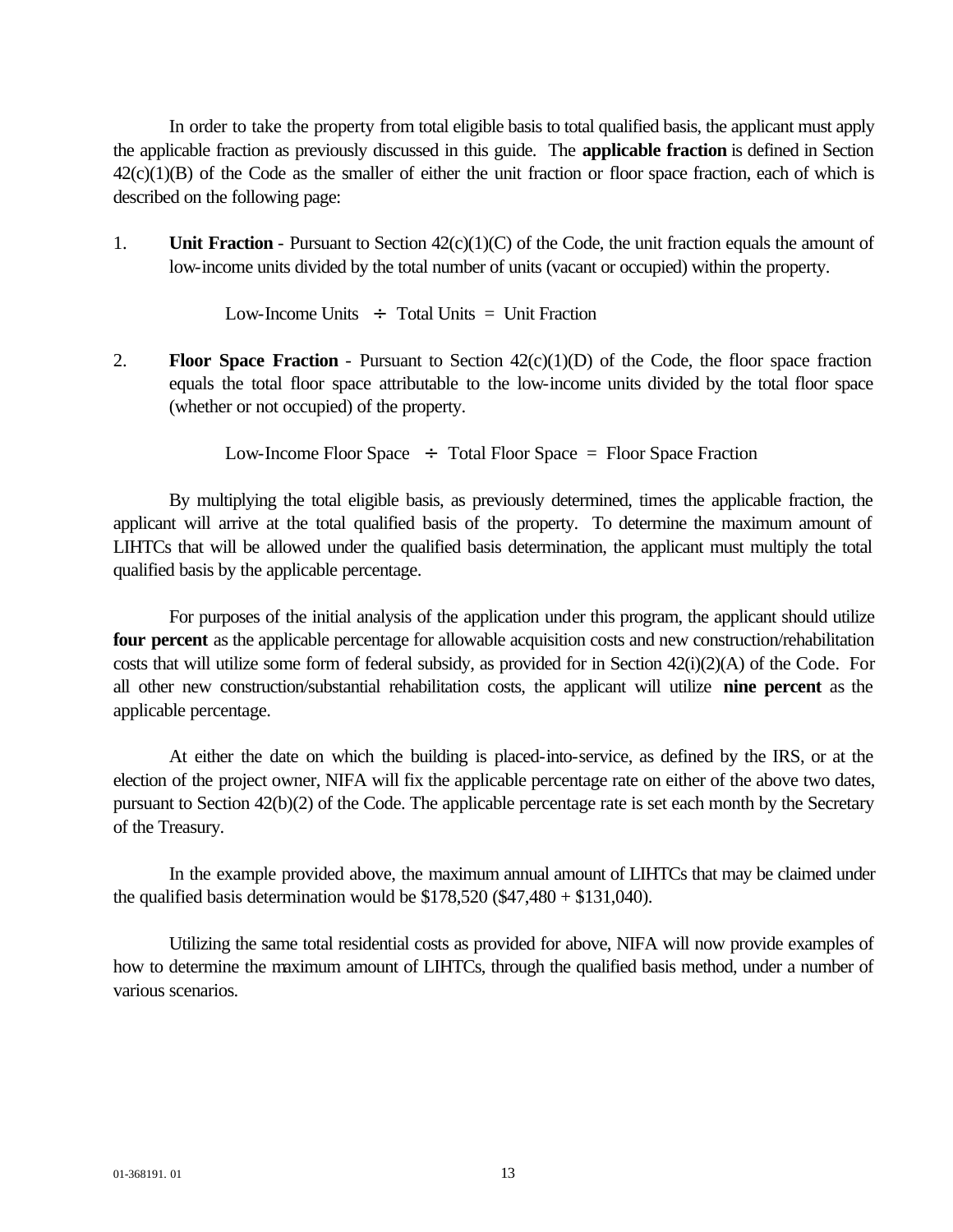In order to take the property from total eligible basis to total qualified basis, the applicant must apply the applicable fraction as previously discussed in this guide. The **applicable fraction** is defined in Section 42(c)(1)(B) of the Code as the smaller of either the unit fraction or floor space fraction, each of which is described on the following page:

1. **Unit Fraction** - Pursuant to Section 42(c)(1)(C) of the Code, the unit fraction equals the amount of low-income units divided by the total number of units (vacant or occupied) within the property.

   Low-Income Units ÷ Total Units = Unit Fraction

2. **Floor Space Fraction** - Pursuant to Section 42(c)(1)(D) of the Code, the floor space fraction equals the total floor space attributable to the low-income units divided by the total floor space (whether or not occupied) of the property.

   Low-Income Floor Space ÷ Total Floor Space = Floor Space Fraction

By multiplying the total eligible basis, as previously determined, times the applicable fraction, the applicant will arrive at the total qualified basis of the property. To determine the maximum amount of LIHTCs that will be allowed under the qualified basis determination, the applicant must multiply the total qualified basis by the applicable percentage.

For purposes of the initial analysis of the application under this program, the applicant should utilize **four percent** as the applicable percentage for allowable acquisition costs and new construction/rehabilitation costs that will utilize some form of federal subsidy, as provided for in Section 42(i)(2)(A) of the Code. For all other new construction/substantial rehabilitation costs, the applicant will utilize **nine percent** as the applicable percentage.

At either the date on which the building is placed-into-service, as defined by the IRS, or at the election of the project owner, NIFA will fix the applicable percentage rate on either of the above two dates, pursuant to Section 42(b)(2) of the Code. The applicable percentage rate is set each month by the Secretary of the Treasury.

In the example provided above, the maximum annual amount of LIHTCs that may be claimed under the qualified basis determination would be $178,520 ($47,480 + $131,040).

Utilizing the same total residential costs as provided for above, NIFA will now provide examples of how to determine the maximum amount of LIHTCs, through the qualified basis method, under a number of various scenarios.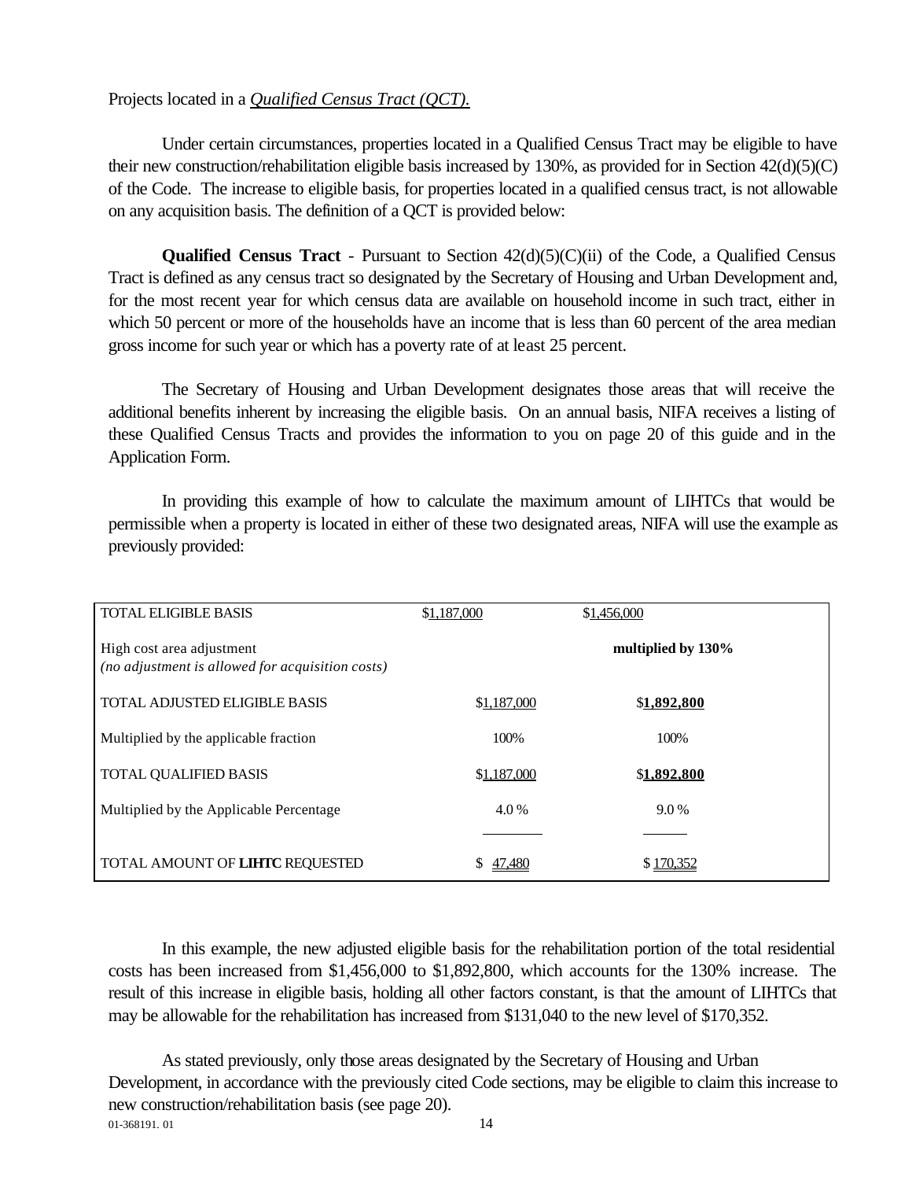Projects located in a *Qualified Census Tract (QCT).*

Under certain circumstances, properties located in a Qualified Census Tract may be eligible to have their new construction/rehabilitation eligible basis increased by 130%, as provided for in Section 42(d)(5)(C) of the Code. The increase to eligible basis, for properties located in a qualified census tract, is not allowable on any acquisition basis. The definition of a QCT is provided below:

**Qualified Census Tract** - Pursuant to Section 42(d)(5)(C)(ii) of the Code, a Qualified Census Tract is defined as any census tract so designated by the Secretary of Housing and Urban Development and, for the most recent year for which census data are available on household income in such tract, either in which 50 percent or more of the households have an income that is less than 60 percent of the area median gross income for such year or which has a poverty rate of at least 25 percent.

The Secretary of Housing and Urban Development designates those areas that will receive the additional benefits inherent by increasing the eligible basis. On an annual basis, NIFA receives a listing of these Qualified Census Tracts and provides the information to you on page 20 of this guide and in the Application Form.

In providing this example of how to calculate the maximum amount of LIHTCs that would be permissible when a property is located in either of these two designated areas, NIFA will use the example as previously provided:

| | | |
|---|---|---|
| TOTAL ELIGIBLE BASIS | $1,187,000 | $1,456,000 |
| High cost area adjustment<br>*(no adjustment is allowed for acquisition costs)* | | **multiplied by 130%** |
| TOTAL ADJUSTED ELIGIBLE BASIS | $1,187,000 | $**1,892,800** |
| Multiplied by the applicable fraction | 100% | 100% |
| TOTAL QUALIFIED BASIS | $1,187,000 | $**1,892,800** |
| Multiplied by the Applicable Percentage | 4.0 % | 9.0 % |
| TOTAL AMOUNT OF **LIHTC** REQUESTED | $ 47,480 | $ 170,352 |

In this example, the new adjusted eligible basis for the rehabilitation portion of the total residential costs has been increased from $1,456,000 to $1,892,800, which accounts for the 130% increase. The result of this increase in eligible basis, holding all other factors constant, is that the amount of LIHTCs that may be allowable for the rehabilitation has increased from $131,040 to the new level of $170,352.

As stated previously, only those areas designated by the Secretary of Housing and Urban Development, in accordance with the previously cited Code sections, may be eligible to claim this increase to new construction/rehabilitation basis (see page 20).

01-368191. 01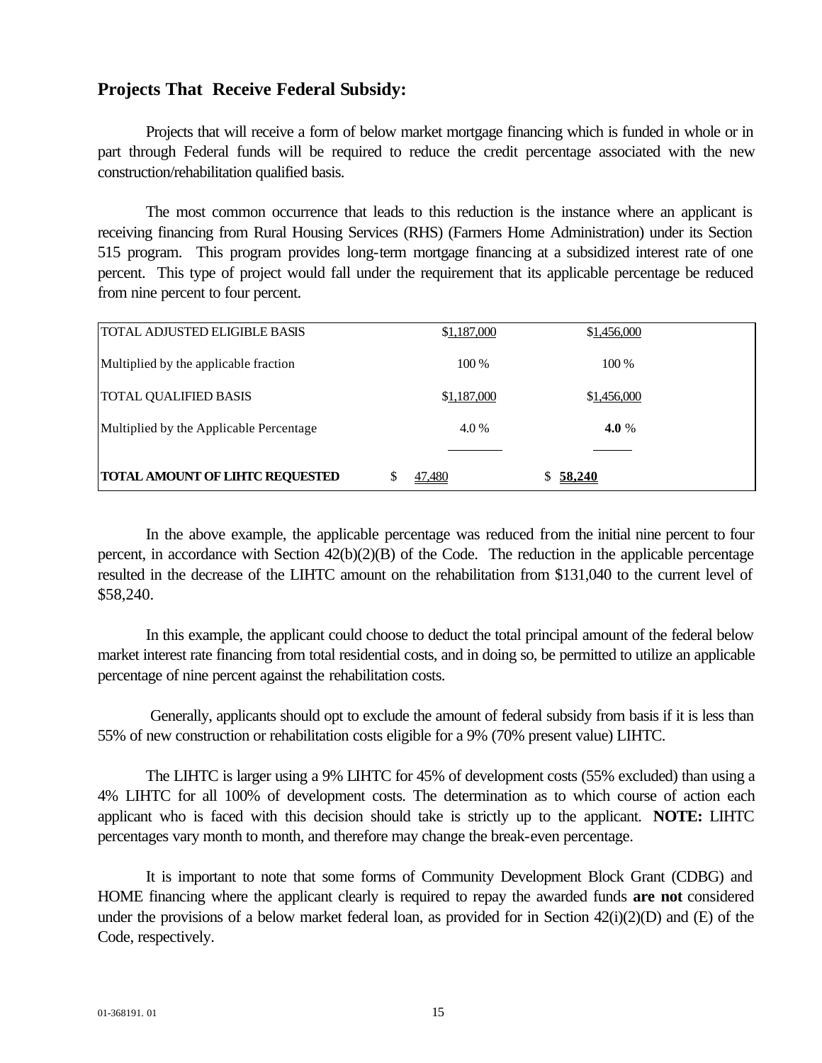## Projects That Receive Federal Subsidy:

Projects that will receive a form of below market mortgage financing which is funded in whole or in part through Federal funds will be required to reduce the credit percentage associated with the new construction/rehabilitation qualified basis.

The most common occurrence that leads to this reduction is the instance where an applicant is receiving financing from Rural Housing Services (RHS) (Farmers Home Administration) under its Section 515 program. This program provides long-term mortgage financing at a subsidized interest rate of one percent. This type of project would fall under the requirement that its applicable percentage be reduced from nine percent to four percent.

| | | |
|---|---|---|
| TOTAL ADJUSTED ELIGIBLE BASIS | $1,187,000 | $1,456,000 |
| Multiplied by the applicable fraction | 100 % | 100 % |
| TOTAL QUALIFIED BASIS | $1,187,000 | $1,456,000 |
| Multiplied by the Applicable Percentage | 4.0 % | **4.0** % |
| **TOTAL AMOUNT OF LIHTC REQUESTED** | $ 47,480 | $ **58,240** |

In the above example, the applicable percentage was reduced from the initial nine percent to four percent, in accordance with Section 42(b)(2)(B) of the Code. The reduction in the applicable percentage resulted in the decrease of the LIHTC amount on the rehabilitation from $131,040 to the current level of $58,240.

In this example, the applicant could choose to deduct the total principal amount of the federal below market interest rate financing from total residential costs, and in doing so, be permitted to utilize an applicable percentage of nine percent against the rehabilitation costs.

Generally, applicants should opt to exclude the amount of federal subsidy from basis if it is less than 55% of new construction or rehabilitation costs eligible for a 9% (70% present value) LIHTC.

The LIHTC is larger using a 9% LIHTC for 45% of development costs (55% excluded) than using a 4% LIHTC for all 100% of development costs. The determination as to which course of action each applicant who is faced with this decision should take is strictly up to the applicant. **NOTE:** LIHTC percentages vary month to month, and therefore may change the break-even percentage.

It is important to note that some forms of Community Development Block Grant (CDBG) and HOME financing where the applicant clearly is required to repay the awarded funds **are not** considered under the provisions of a below market federal loan, as provided for in Section 42(i)(2)(D) and (E) of the Code, respectively.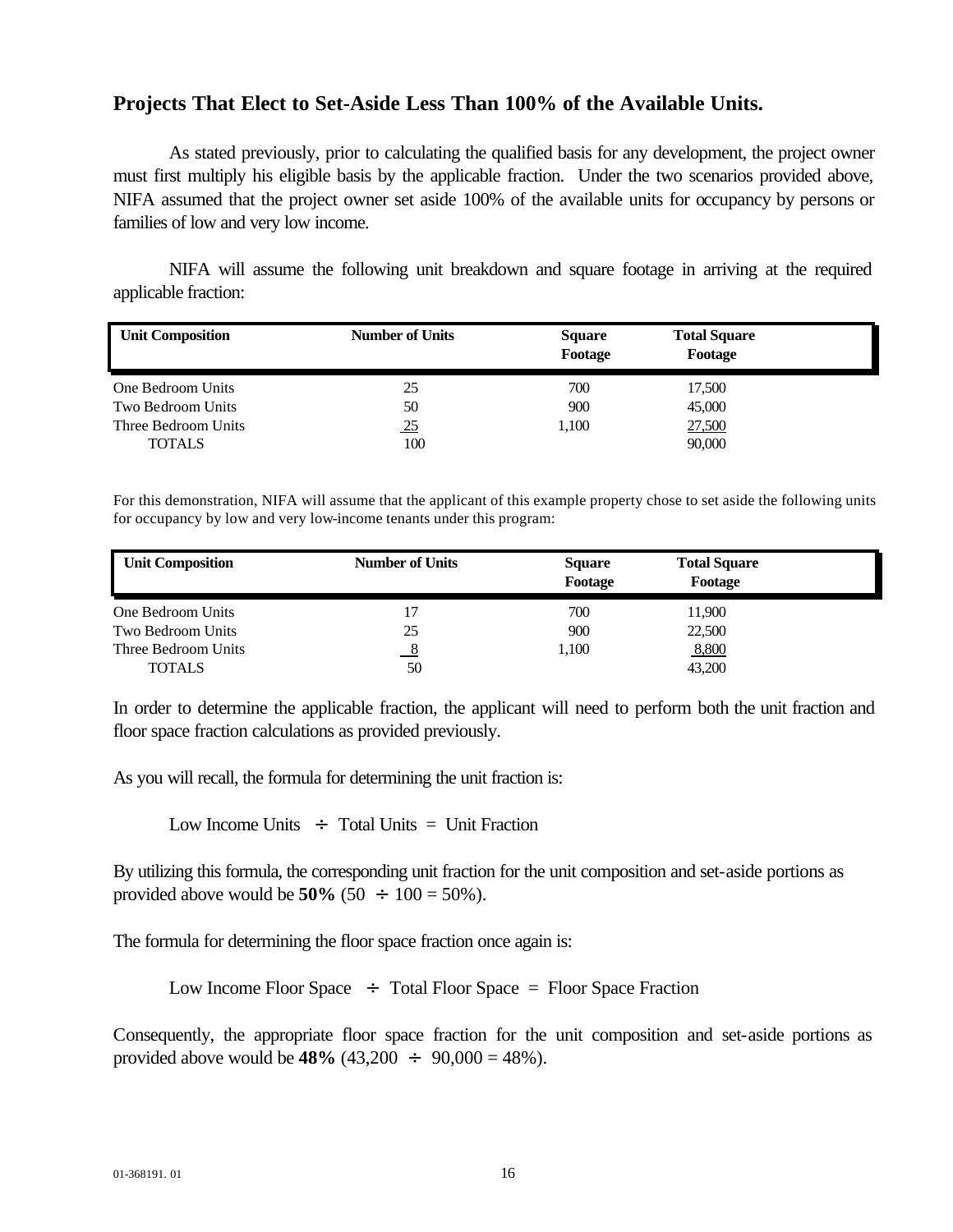## Projects That Elect to Set-Aside Less Than 100% of the Available Units.

As stated previously, prior to calculating the qualified basis for any development, the project owner must first multiply his eligible basis by the applicable fraction. Under the two scenarios provided above, NIFA assumed that the project owner set aside 100% of the available units for occupancy by persons or families of low and very low income.

NIFA will assume the following unit breakdown and square footage in arriving at the required applicable fraction:

| Unit Composition | Number of Units | Square Footage | Total Square Footage |
|---|---|---|---|
| One Bedroom Units | 25 | 700 | 17,500 |
| Two Bedroom Units | 50 | 900 | 45,000 |
| Three Bedroom Units | 25 | 1,100 | 27,500 |
| TOTALS | 100 | | 90,000 |

For this demonstration, NIFA will assume that the applicant of this example property chose to set aside the following units for occupancy by low and very low-income tenants under this program:

| Unit Composition | Number of Units | Square Footage | Total Square Footage |
|---|---|---|---|
| One Bedroom Units | 17 | 700 | 11,900 |
| Two Bedroom Units | 25 | 900 | 22,500 |
| Three Bedroom Units | 8 | 1,100 | 8,800 |
| TOTALS | 50 | | 43,200 |

In order to determine the applicable fraction, the applicant will need to perform both the unit fraction and floor space fraction calculations as provided previously.

As you will recall, the formula for determining the unit fraction is:

Low Income Units ÷ Total Units = Unit Fraction

By utilizing this formula, the corresponding unit fraction for the unit composition and set-aside portions as provided above would be **50%** (50 ÷ 100 = 50%).

The formula for determining the floor space fraction once again is:

Low Income Floor Space ÷ Total Floor Space = Floor Space Fraction

Consequently, the appropriate floor space fraction for the unit composition and set-aside portions as provided above would be **48%** (43,200 ÷ 90,000 = 48%).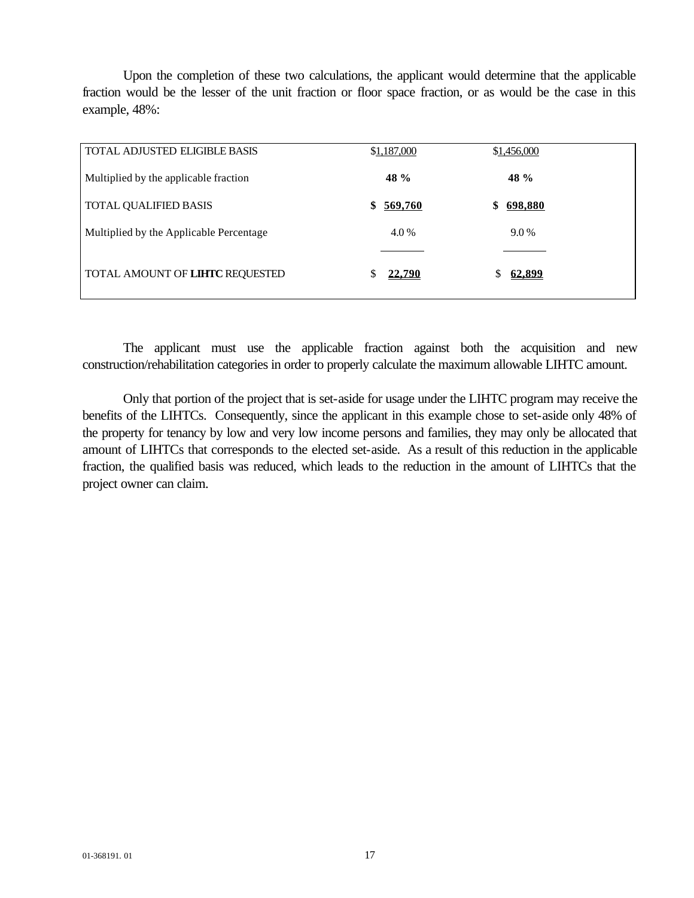Upon the completion of these two calculations, the applicant would determine that the applicable fraction would be the lesser of the unit fraction or floor space fraction, or as would be the case in this example, 48%:

| | | |
|---|---|---|
| TOTAL ADJUSTED ELIGIBLE BASIS | $1,187,000 | $1,456,000 |
| Multiplied by the applicable fraction | **48 %** | **48 %** |
| TOTAL QUALIFIED BASIS | **$ 569,760** | **$ 698,880** |
| Multiplied by the Applicable Percentage | 4.0 % | 9.0 % |
| TOTAL AMOUNT OF **LIHTC** REQUESTED | $ **22,790** | $ **62,899** |

The applicant must use the applicable fraction against both the acquisition and new construction/rehabilitation categories in order to properly calculate the maximum allowable LIHTC amount.

Only that portion of the project that is set-aside for usage under the LIHTC program may receive the benefits of the LIHTCs. Consequently, since the applicant in this example chose to set-aside only 48% of the property for tenancy by low and very low income persons and families, they may only be allocated that amount of LIHTCs that corresponds to the elected set-aside. As a result of this reduction in the applicable fraction, the qualified basis was reduced, which leads to the reduction in the amount of LIHTCs that the project owner can claim.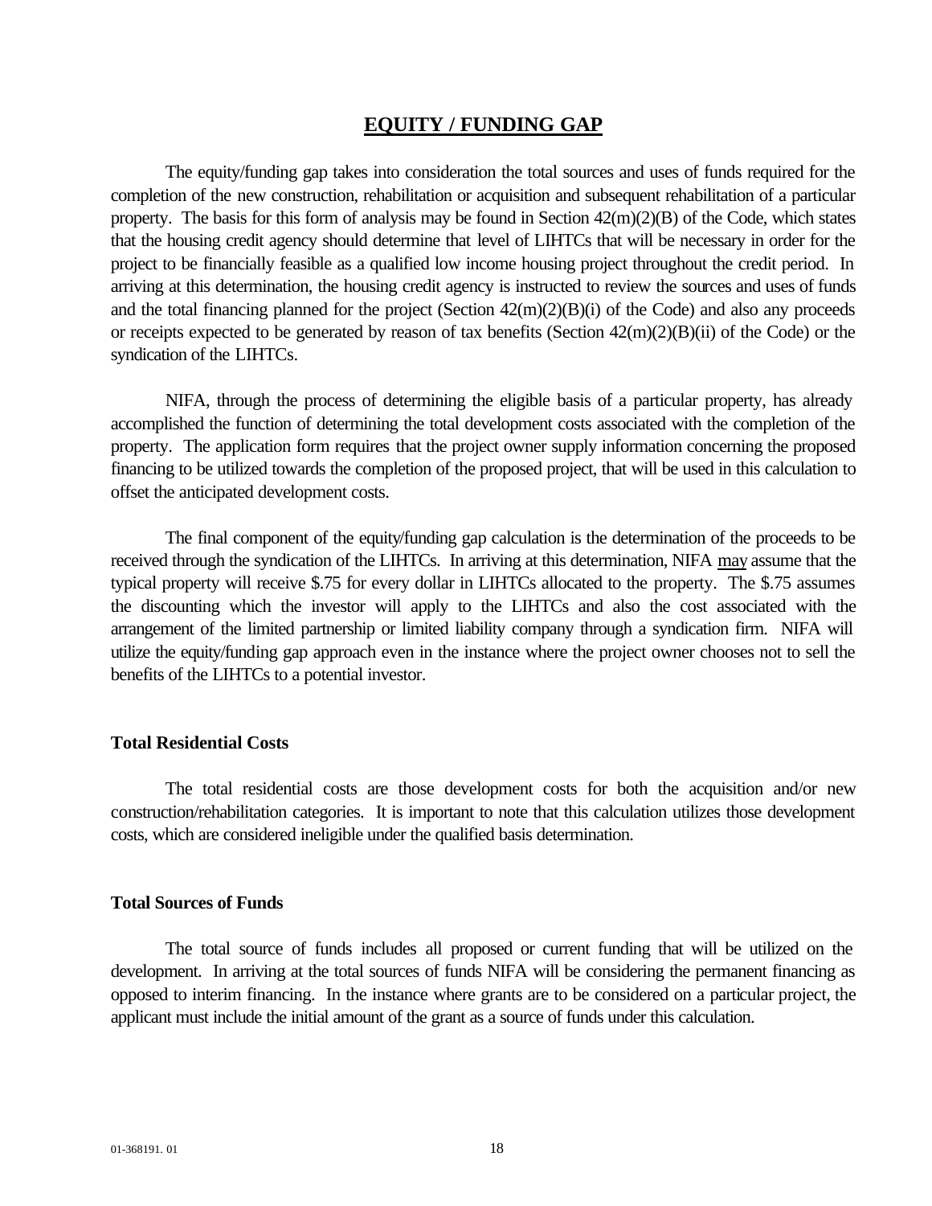## EQUITY / FUNDING GAP

The equity/funding gap takes into consideration the total sources and uses of funds required for the completion of the new construction, rehabilitation or acquisition and subsequent rehabilitation of a particular property. The basis for this form of analysis may be found in Section 42(m)(2)(B) of the Code, which states that the housing credit agency should determine that level of LIHTCs that will be necessary in order for the project to be financially feasible as a qualified low income housing project throughout the credit period. In arriving at this determination, the housing credit agency is instructed to review the sources and uses of funds and the total financing planned for the project (Section 42(m)(2)(B)(i) of the Code) and also any proceeds or receipts expected to be generated by reason of tax benefits (Section 42(m)(2)(B)(ii) of the Code) or the syndication of the LIHTCs.

NIFA, through the process of determining the eligible basis of a particular property, has already accomplished the function of determining the total development costs associated with the completion of the property. The application form requires that the project owner supply information concerning the proposed financing to be utilized towards the completion of the proposed project, that will be used in this calculation to offset the anticipated development costs.

The final component of the equity/funding gap calculation is the determination of the proceeds to be received through the syndication of the LIHTCs. In arriving at this determination, NIFA may assume that the typical property will receive $.75 for every dollar in LIHTCs allocated to the property. The $.75 assumes the discounting which the investor will apply to the LIHTCs and also the cost associated with the arrangement of the limited partnership or limited liability company through a syndication firm. NIFA will utilize the equity/funding gap approach even in the instance where the project owner chooses not to sell the benefits of the LIHTCs to a potential investor.

### Total Residential Costs

The total residential costs are those development costs for both the acquisition and/or new construction/rehabilitation categories. It is important to note that this calculation utilizes those development costs, which are considered ineligible under the qualified basis determination.

### Total Sources of Funds

The total source of funds includes all proposed or current funding that will be utilized on the development. In arriving at the total sources of funds NIFA will be considering the permanent financing as opposed to interim financing. In the instance where grants are to be considered on a particular project, the applicant must include the initial amount of the grant as a source of funds under this calculation.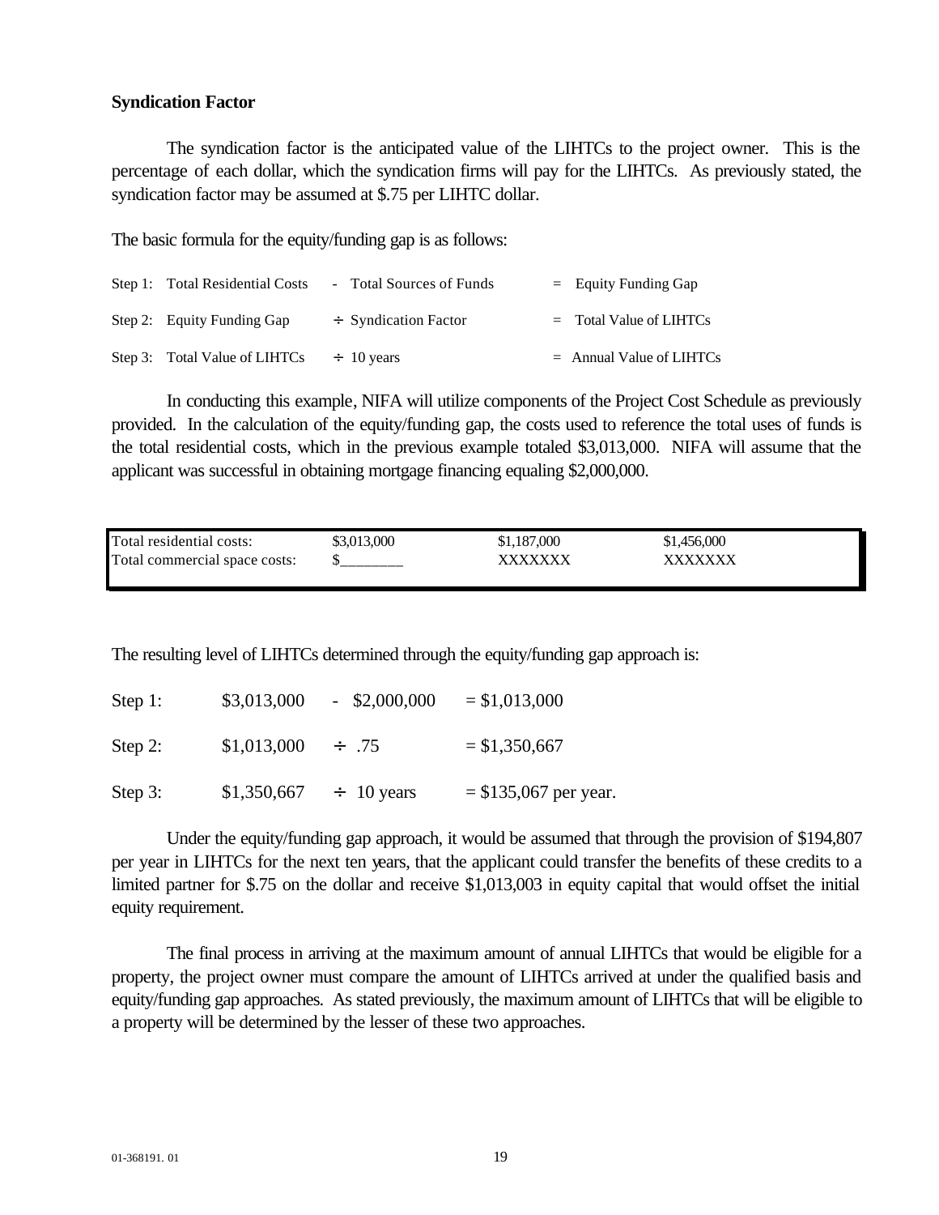**Syndication Factor**

The syndication factor is the anticipated value of the LIHTCs to the project owner. This is the percentage of each dollar, which the syndication firms will pay for the LIHTCs. As previously stated, the syndication factor may be assumed at $.75 per LIHTC dollar.

The basic formula for the equity/funding gap is as follows:

| | | | |
|---|---|---|---|
| Step 1: | Total Residential Costs | - Total Sources of Funds | = Equity Funding Gap |
| Step 2: | Equity Funding Gap | ÷ Syndication Factor | = Total Value of LIHTCs |
| Step 3: | Total Value of LIHTCs | ÷ 10 years | = Annual Value of LIHTCs |

In conducting this example, NIFA will utilize components of the Project Cost Schedule as previously provided. In the calculation of the equity/funding gap, the costs used to reference the total uses of funds is the total residential costs, which in the previous example totaled $3,013,000. NIFA will assume that the applicant was successful in obtaining mortgage financing equaling $2,000,000.

| | | | |
|---|---|---|---|
| Total residential costs: | $3,013,000 | $1,187,000 | $1,456,000 |
| Total commercial space costs: | $________ | XXXXXXX | XXXXXXX |

The resulting level of LIHTCs determined through the equity/funding gap approach is:

| | | | |
|---|---|---|---|
| Step 1: | $3,013,000 | - $2,000,000 | = $1,013,000 |
| Step 2: | $1,013,000 | ÷ .75 | = $1,350,667 |
| Step 3: | $1,350,667 | ÷ 10 years | = $135,067 per year. |

Under the equity/funding gap approach, it would be assumed that through the provision of $194,807 per year in LIHTCs for the next ten years, that the applicant could transfer the benefits of these credits to a limited partner for $.75 on the dollar and receive $1,013,003 in equity capital that would offset the initial equity requirement.

The final process in arriving at the maximum amount of annual LIHTCs that would be eligible for a property, the project owner must compare the amount of LIHTCs arrived at under the qualified basis and equity/funding gap approaches. As stated previously, the maximum amount of LIHTCs that will be eligible to a property will be determined by the lesser of these two approaches.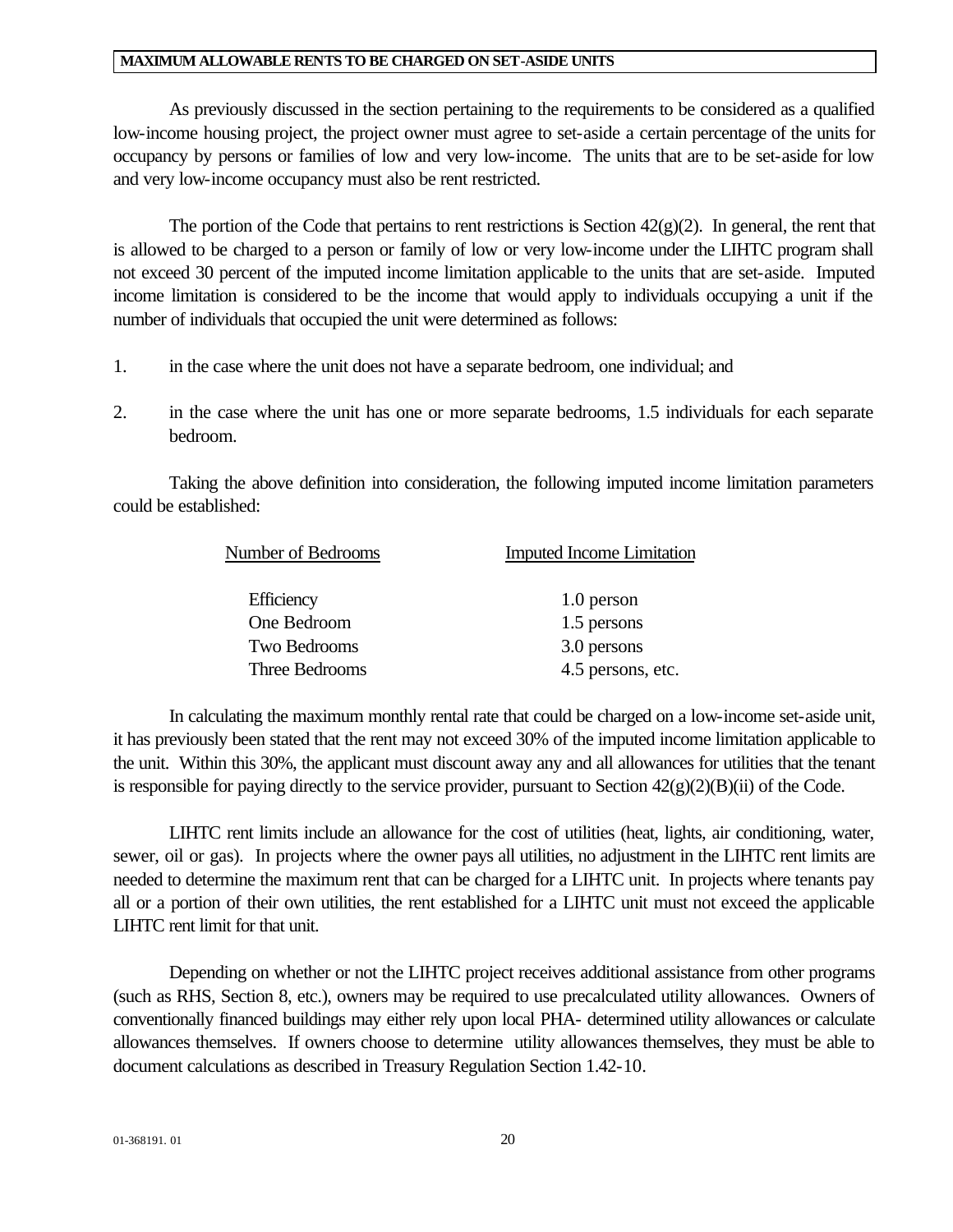## MAXIMUM ALLOWABLE RENTS TO BE CHARGED ON SET-ASIDE UNITS

As previously discussed in the section pertaining to the requirements to be considered as a qualified low-income housing project, the project owner must agree to set-aside a certain percentage of the units for occupancy by persons or families of low and very low-income. The units that are to be set-aside for low and very low-income occupancy must also be rent restricted.

The portion of the Code that pertains to rent restrictions is Section 42(g)(2). In general, the rent that is allowed to be charged to a person or family of low or very low-income under the LIHTC program shall not exceed 30 percent of the imputed income limitation applicable to the units that are set-aside. Imputed income limitation is considered to be the income that would apply to individuals occupying a unit if the number of individuals that occupied the unit were determined as follows:

1. in the case where the unit does not have a separate bedroom, one individual; and
2. in the case where the unit has one or more separate bedrooms, 1.5 individuals for each separate bedroom.

Taking the above definition into consideration, the following imputed income limitation parameters could be established:

| Number of Bedrooms | Imputed Income Limitation |
|---|---|
| Efficiency | 1.0 person |
| One Bedroom | 1.5 persons |
| Two Bedrooms | 3.0 persons |
| Three Bedrooms | 4.5 persons, etc. |

In calculating the maximum monthly rental rate that could be charged on a low-income set-aside unit, it has previously been stated that the rent may not exceed 30% of the imputed income limitation applicable to the unit. Within this 30%, the applicant must discount away any and all allowances for utilities that the tenant is responsible for paying directly to the service provider, pursuant to Section 42(g)(2)(B)(ii) of the Code.

LIHTC rent limits include an allowance for the cost of utilities (heat, lights, air conditioning, water, sewer, oil or gas). In projects where the owner pays all utilities, no adjustment in the LIHTC rent limits are needed to determine the maximum rent that can be charged for a LIHTC unit. In projects where tenants pay all or a portion of their own utilities, the rent established for a LIHTC unit must not exceed the applicable LIHTC rent limit for that unit.

Depending on whether or not the LIHTC project receives additional assistance from other programs (such as RHS, Section 8, etc.), owners may be required to use precalculated utility allowances. Owners of conventionally financed buildings may either rely upon local PHA- determined utility allowances or calculate allowances themselves. If owners choose to determine utility allowances themselves, they must be able to document calculations as described in Treasury Regulation Section 1.42-10.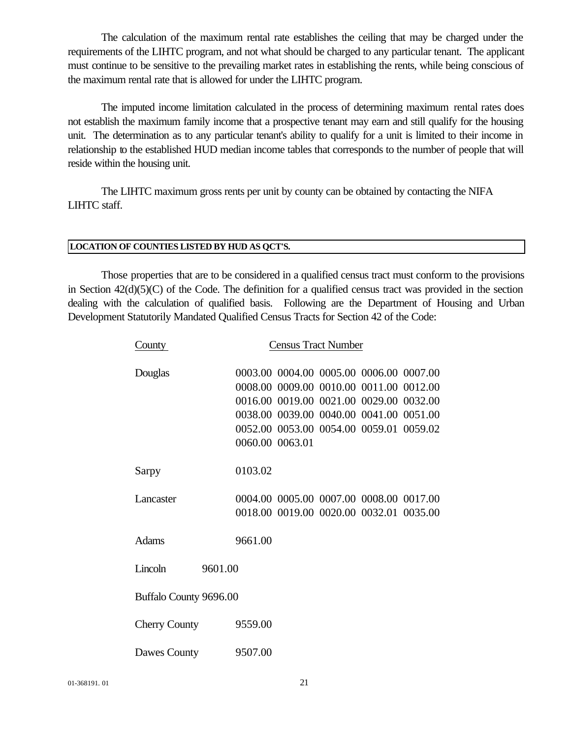The calculation of the maximum rental rate establishes the ceiling that may be charged under the requirements of the LIHTC program, and not what should be charged to any particular tenant. The applicant must continue to be sensitive to the prevailing market rates in establishing the rents, while being conscious of the maximum rental rate that is allowed for under the LIHTC program.

The imputed income limitation calculated in the process of determining maximum rental rates does not establish the maximum family income that a prospective tenant may earn and still qualify for the housing unit. The determination as to any particular tenant's ability to qualify for a unit is limited to their income in relationship to the established HUD median income tables that corresponds to the number of people that will reside within the housing unit.

The LIHTC maximum gross rents per unit by county can be obtained by contacting the NIFA LIHTC staff.

**LOCATION OF COUNTIES LISTED BY HUD AS QCT'S.**

Those properties that are to be considered in a qualified census tract must conform to the provisions in Section 42(d)(5)(C) of the Code. The definition for a qualified census tract was provided in the section dealing with the calculation of qualified basis. Following are the Department of Housing and Urban Development Statutorily Mandated Qualified Census Tracts for Section 42 of the Code:

| County | Census Tract Number |
|---|---|
| Douglas | 0003.00 0004.00 0005.00 0006.00 0007.00 0008.00 0009.00 0010.00 0011.00 0012.00 0016.00 0019.00 0021.00 0029.00 0032.00 0038.00 0039.00 0040.00 0041.00 0051.00 0052.00 0053.00 0054.00 0059.01 0059.02 0060.00 0063.01 |
| Sarpy | 0103.02 |
| Lancaster | 0004.00 0005.00 0007.00 0008.00 0017.00 0018.00 0019.00 0020.00 0032.01 0035.00 |
| Adams | 9661.00 |
| Lincoln | 9601.00 |
| Buffalo County | 9696.00 |
| Cherry County | 9559.00 |
| Dawes County | 9507.00 |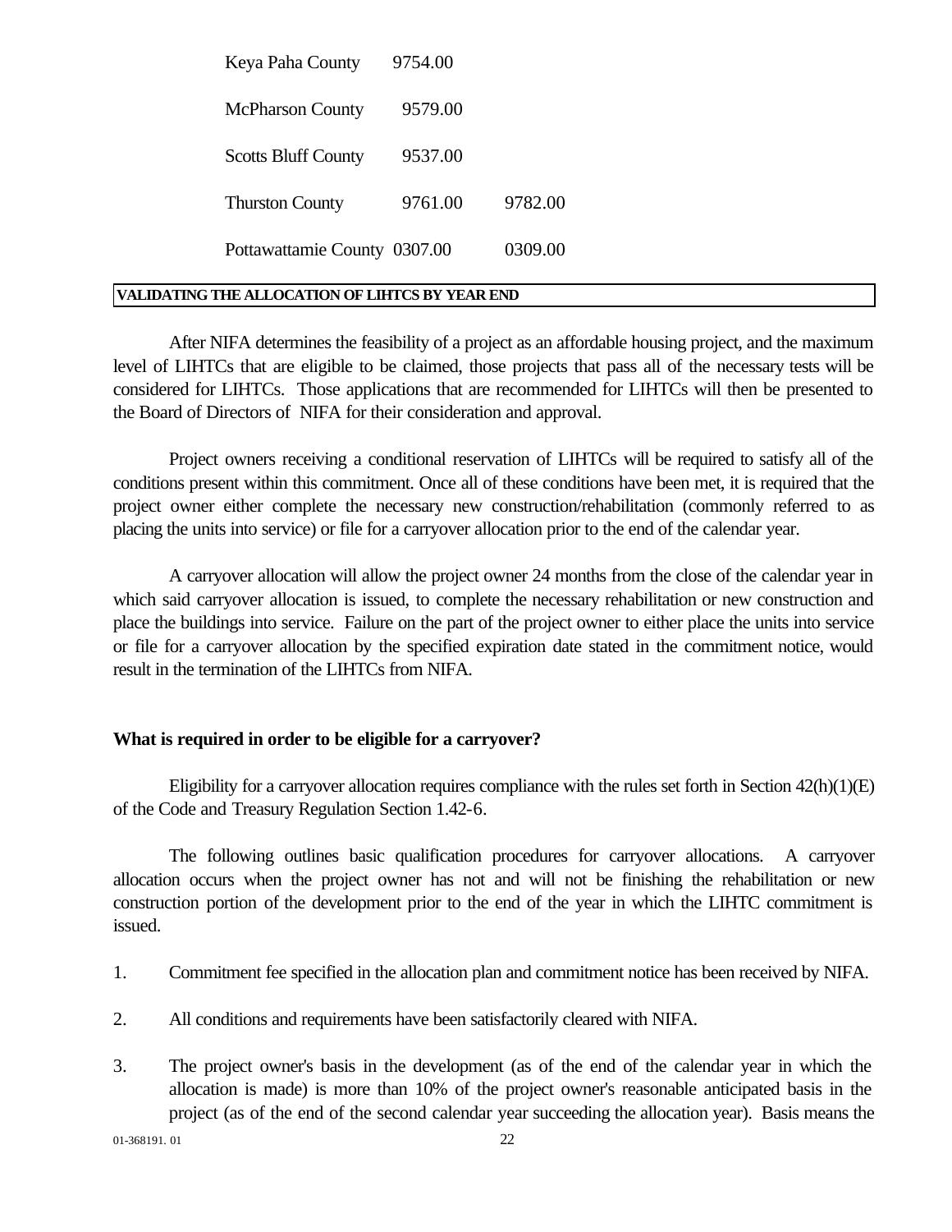| | | |
|---|---|---|
| Keya Paha County | 9754.00 | |
| McPherson County | 9579.00 | |
| Scotts Bluff County | 9537.00 | |
| Thurston County | 9761.00 | 9782.00 |
| Pottawattamie County | 0307.00 | 0309.00 |

**VALIDATING THE ALLOCATION OF LIHTCS BY YEAR END**

After NIFA determines the feasibility of a project as an affordable housing project, and the maximum level of LIHTCs that are eligible to be claimed, those projects that pass all of the necessary tests will be considered for LIHTCs. Those applications that are recommended for LIHTCs will then be presented to the Board of Directors of NIFA for their consideration and approval.

Project owners receiving a conditional reservation of LIHTCs will be required to satisfy all of the conditions present within this commitment. Once all of these conditions have been met, it is required that the project owner either complete the necessary new construction/rehabilitation (commonly referred to as placing the units into service) or file for a carryover allocation prior to the end of the calendar year.

A carryover allocation will allow the project owner 24 months from the close of the calendar year in which said carryover allocation is issued, to complete the necessary rehabilitation or new construction and place the buildings into service. Failure on the part of the project owner to either place the units into service or file for a carryover allocation by the specified expiration date stated in the commitment notice, would result in the termination of the LIHTCs from NIFA.

**What is required in order to be eligible for a carryover?**

Eligibility for a carryover allocation requires compliance with the rules set forth in Section 42(h)(1)(E) of the Code and Treasury Regulation Section 1.42-6.

The following outlines basic qualification procedures for carryover allocations. A carryover allocation occurs when the project owner has not and will not be finishing the rehabilitation or new construction portion of the development prior to the end of the year in which the LIHTC commitment is issued.

1. Commitment fee specified in the allocation plan and commitment notice has been received by NIFA.

2. All conditions and requirements have been satisfactorily cleared with NIFA.

3. The project owner's basis in the development (as of the end of the calendar year in which the allocation is made) is more than 10% of the project owner's reasonable anticipated basis in the project (as of the end of the second calendar year succeeding the allocation year). Basis means the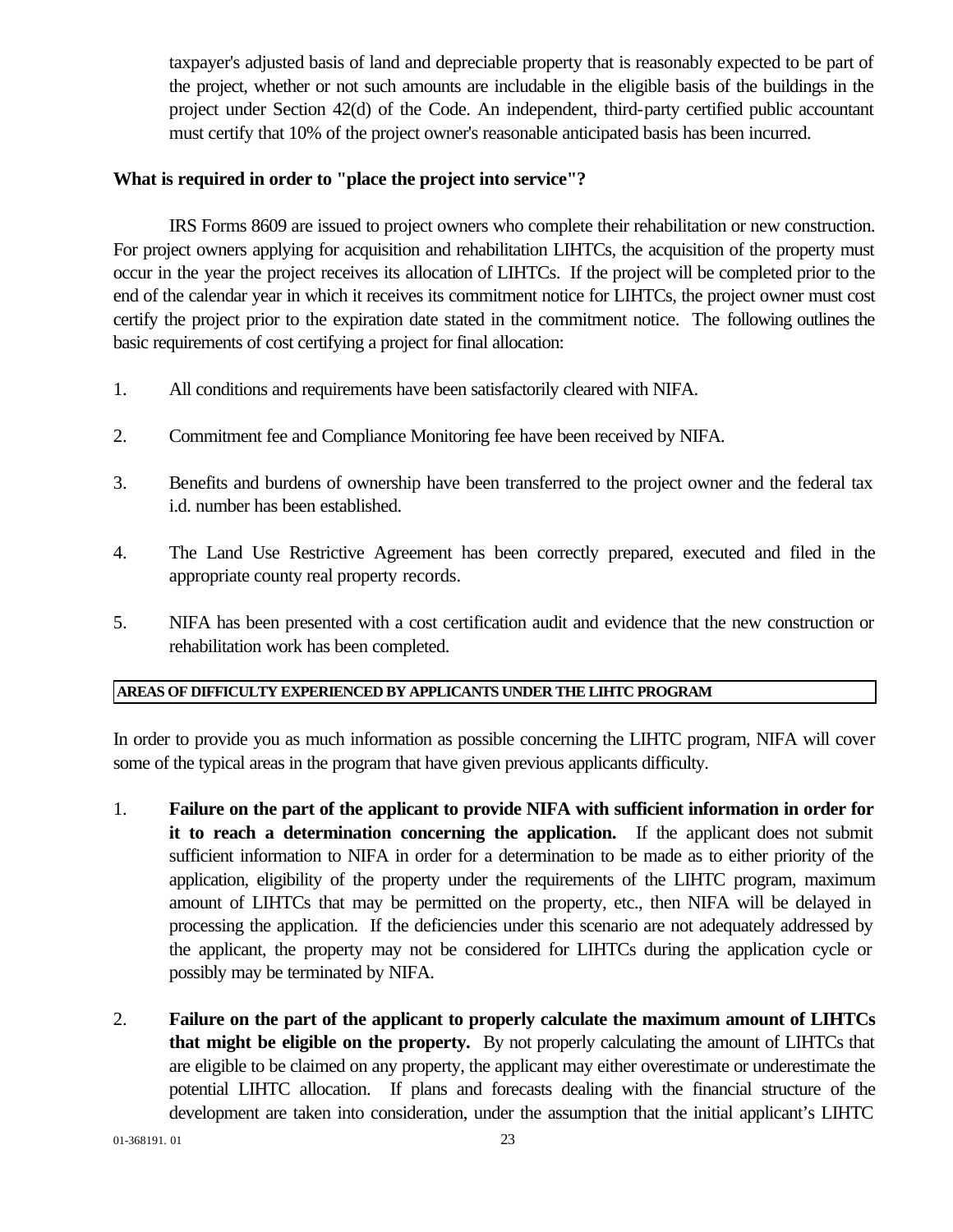taxpayer's adjusted basis of land and depreciable property that is reasonably expected to be part of the project, whether or not such amounts are includable in the eligible basis of the buildings in the project under Section 42(d) of the Code. An independent, third-party certified public accountant must certify that 10% of the project owner's reasonable anticipated basis has been incurred.

**What is required in order to "place the project into service"?**

IRS Forms 8609 are issued to project owners who complete their rehabilitation or new construction. For project owners applying for acquisition and rehabilitation LIHTCs, the acquisition of the property must occur in the year the project receives its allocation of LIHTCs. If the project will be completed prior to the end of the calendar year in which it receives its commitment notice for LIHTCs, the project owner must cost certify the project prior to the expiration date stated in the commitment notice. The following outlines the basic requirements of cost certifying a project for final allocation:

1. All conditions and requirements have been satisfactorily cleared with NIFA.

2. Commitment fee and Compliance Monitoring fee have been received by NIFA.

3. Benefits and burdens of ownership have been transferred to the project owner and the federal tax i.d. number has been established.

4. The Land Use Restrictive Agreement has been correctly prepared, executed and filed in the appropriate county real property records.

5. NIFA has been presented with a cost certification audit and evidence that the new construction or rehabilitation work has been completed.

## AREAS OF DIFFICULTY EXPERIENCED BY APPLICANTS UNDER THE LIHTC PROGRAM

In order to provide you as much information as possible concerning the LIHTC program, NIFA will cover some of the typical areas in the program that have given previous applicants difficulty.

1. **Failure on the part of the applicant to provide NIFA with sufficient information in order for it to reach a determination concerning the application.** If the applicant does not submit sufficient information to NIFA in order for a determination to be made as to either priority of the application, eligibility of the property under the requirements of the LIHTC program, maximum amount of LIHTCs that may be permitted on the property, etc., then NIFA will be delayed in processing the application. If the deficiencies under this scenario are not adequately addressed by the applicant, the property may not be considered for LIHTCs during the application cycle or possibly may be terminated by NIFA.

2. **Failure on the part of the applicant to properly calculate the maximum amount of LIHTCs that might be eligible on the property.** By not properly calculating the amount of LIHTCs that are eligible to be claimed on any property, the applicant may either overestimate or underestimate the potential LIHTC allocation. If plans and forecasts dealing with the financial structure of the development are taken into consideration, under the assumption that the initial applicant's LIHTC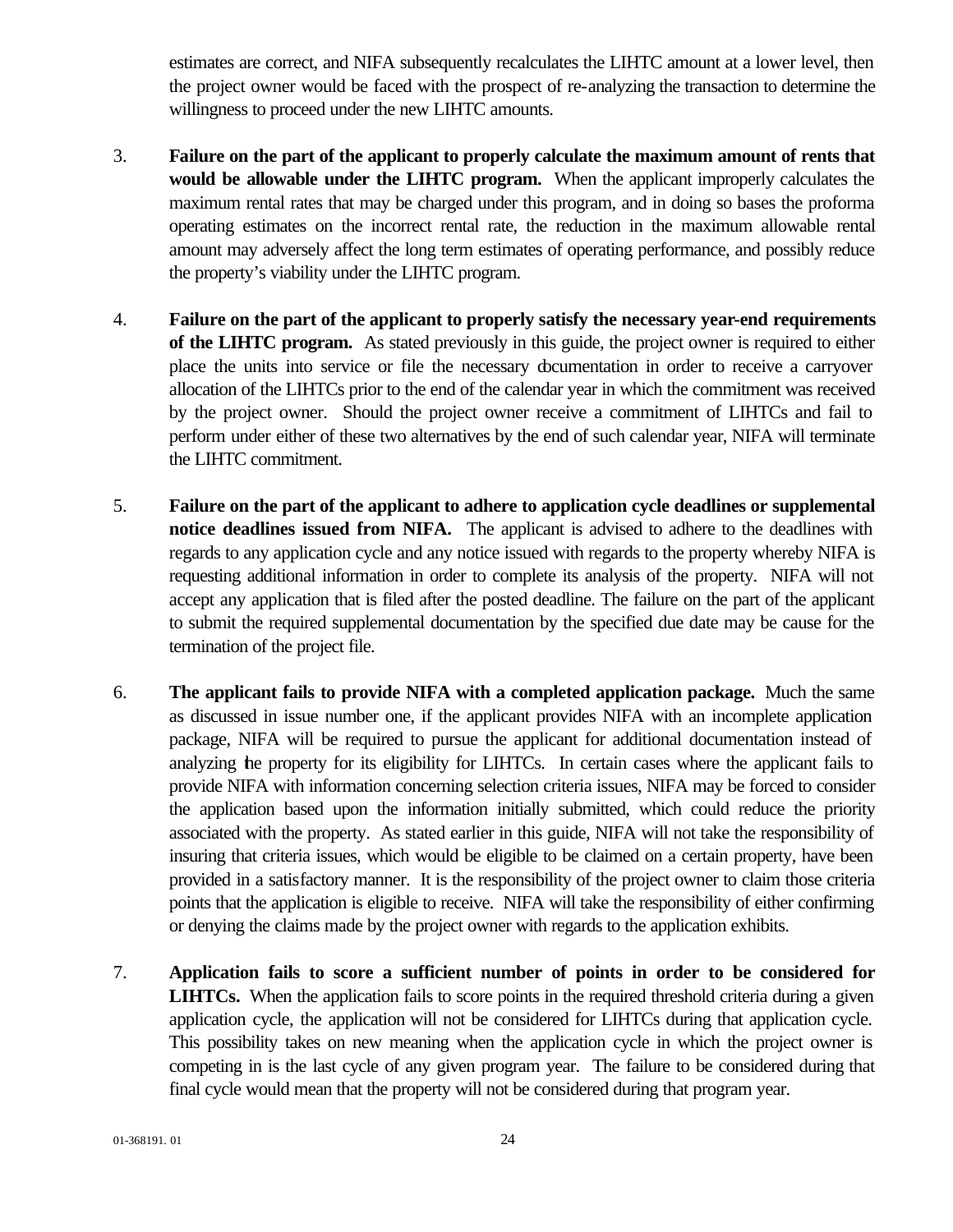estimates are correct, and NIFA subsequently recalculates the LIHTC amount at a lower level, then the project owner would be faced with the prospect of re-analyzing the transaction to determine the willingness to proceed under the new LIHTC amounts.

3. **Failure on the part of the applicant to properly calculate the maximum amount of rents that would be allowable under the LIHTC program.** When the applicant improperly calculates the maximum rental rates that may be charged under this program, and in doing so bases the proforma operating estimates on the incorrect rental rate, the reduction in the maximum allowable rental amount may adversely affect the long term estimates of operating performance, and possibly reduce the property's viability under the LIHTC program.

4. **Failure on the part of the applicant to properly satisfy the necessary year-end requirements of the LIHTC program.** As stated previously in this guide, the project owner is required to either place the units into service or file the necessary documentation in order to receive a carryover allocation of the LIHTCs prior to the end of the calendar year in which the commitment was received by the project owner. Should the project owner receive a commitment of LIHTCs and fail to perform under either of these two alternatives by the end of such calendar year, NIFA will terminate the LIHTC commitment.

5. **Failure on the part of the applicant to adhere to application cycle deadlines or supplemental notice deadlines issued from NIFA.** The applicant is advised to adhere to the deadlines with regards to any application cycle and any notice issued with regards to the property whereby NIFA is requesting additional information in order to complete its analysis of the property. NIFA will not accept any application that is filed after the posted deadline. The failure on the part of the applicant to submit the required supplemental documentation by the specified due date may be cause for the termination of the project file.

6. **The applicant fails to provide NIFA with a completed application package.** Much the same as discussed in issue number one, if the applicant provides NIFA with an incomplete application package, NIFA will be required to pursue the applicant for additional documentation instead of analyzing the property for its eligibility for LIHTCs. In certain cases where the applicant fails to provide NIFA with information concerning selection criteria issues, NIFA may be forced to consider the application based upon the information initially submitted, which could reduce the priority associated with the property. As stated earlier in this guide, NIFA will not take the responsibility of insuring that criteria issues, which would be eligible to be claimed on a certain property, have been provided in a satisfactory manner. It is the responsibility of the project owner to claim those criteria points that the application is eligible to receive. NIFA will take the responsibility of either confirming or denying the claims made by the project owner with regards to the application exhibits.

7. **Application fails to score a sufficient number of points in order to be considered for LIHTCs.** When the application fails to score points in the required threshold criteria during a given application cycle, the application will not be considered for LIHTCs during that application cycle. This possibility takes on new meaning when the application cycle in which the project owner is competing in is the last cycle of any given program year. The failure to be considered during that final cycle would mean that the property will not be considered during that program year.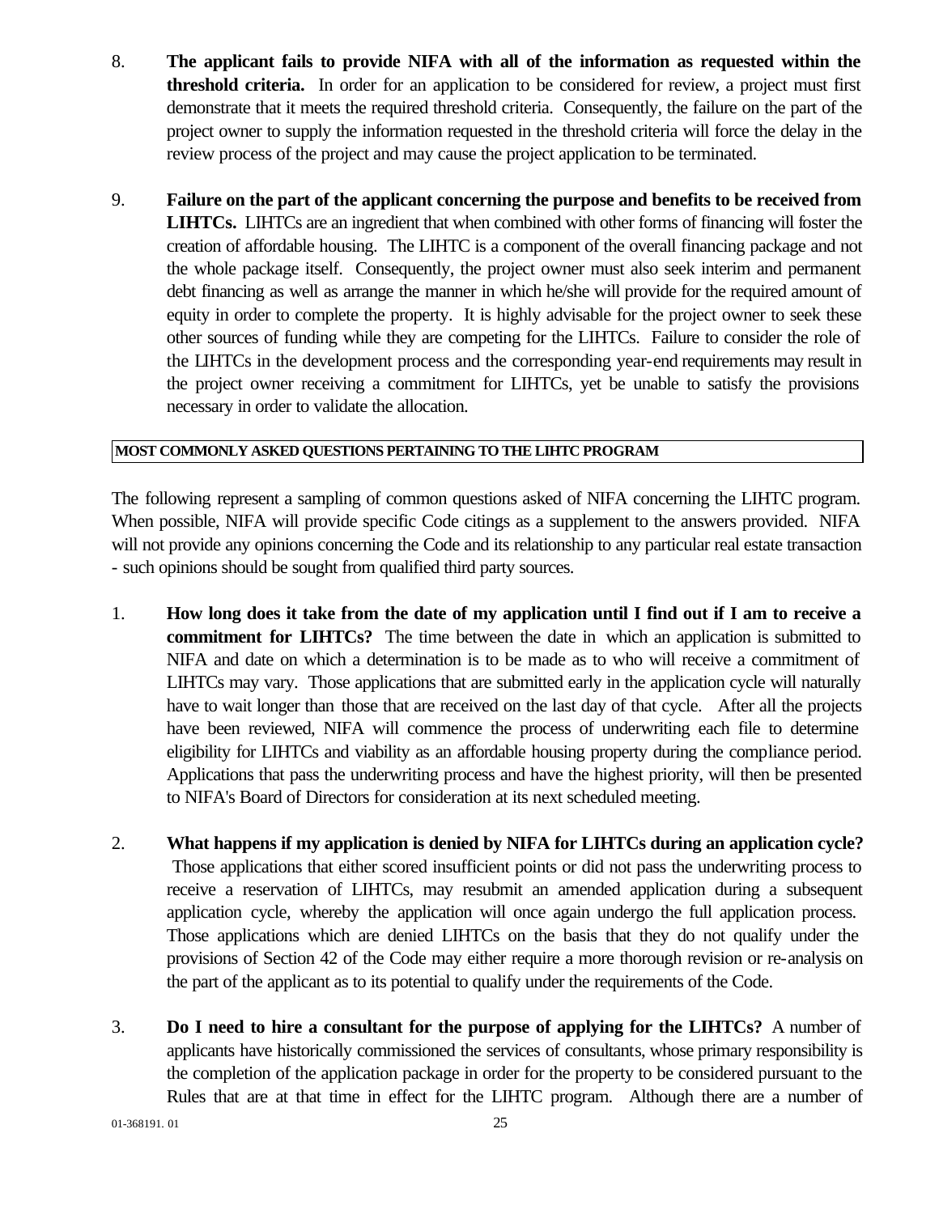8. **The applicant fails to provide NIFA with all of the information as requested within the threshold criteria.** In order for an application to be considered for review, a project must first demonstrate that it meets the required threshold criteria. Consequently, the failure on the part of the project owner to supply the information requested in the threshold criteria will force the delay in the review process of the project and may cause the project application to be terminated.

9. **Failure on the part of the applicant concerning the purpose and benefits to be received from LIHTCs.** LIHTCs are an ingredient that when combined with other forms of financing will foster the creation of affordable housing. The LIHTC is a component of the overall financing package and not the whole package itself. Consequently, the project owner must also seek interim and permanent debt financing as well as arrange the manner in which he/she will provide for the required amount of equity in order to complete the property. It is highly advisable for the project owner to seek these other sources of funding while they are competing for the LIHTCs. Failure to consider the role of the LIHTCs in the development process and the corresponding year-end requirements may result in the project owner receiving a commitment for LIHTCs, yet be unable to satisfy the provisions necessary in order to validate the allocation.

## MOST COMMONLY ASKED QUESTIONS PERTAINING TO THE LIHTC PROGRAM

The following represent a sampling of common questions asked of NIFA concerning the LIHTC program. When possible, NIFA will provide specific Code citings as a supplement to the answers provided. NIFA will not provide any opinions concerning the Code and its relationship to any particular real estate transaction - such opinions should be sought from qualified third party sources.

1. **How long does it take from the date of my application until I find out if I am to receive a commitment for LIHTCs?** The time between the date in which an application is submitted to NIFA and date on which a determination is to be made as to who will receive a commitment of LIHTCs may vary. Those applications that are submitted early in the application cycle will naturally have to wait longer than those that are received on the last day of that cycle. After all the projects have been reviewed, NIFA will commence the process of underwriting each file to determine eligibility for LIHTCs and viability as an affordable housing property during the compliance period. Applications that pass the underwriting process and have the highest priority, will then be presented to NIFA's Board of Directors for consideration at its next scheduled meeting.

2. **What happens if my application is denied by NIFA for LIHTCs during an application cycle?** Those applications that either scored insufficient points or did not pass the underwriting process to receive a reservation of LIHTCs, may resubmit an amended application during a subsequent application cycle, whereby the application will once again undergo the full application process. Those applications which are denied LIHTCs on the basis that they do not qualify under the provisions of Section 42 of the Code may either require a more thorough revision or re-analysis on the part of the applicant as to its potential to qualify under the requirements of the Code.

3. **Do I need to hire a consultant for the purpose of applying for the LIHTCs?** A number of applicants have historically commissioned the services of consultants, whose primary responsibility is the completion of the application package in order for the property to be considered pursuant to the Rules that are at that time in effect for the LIHTC program. Although there are a number of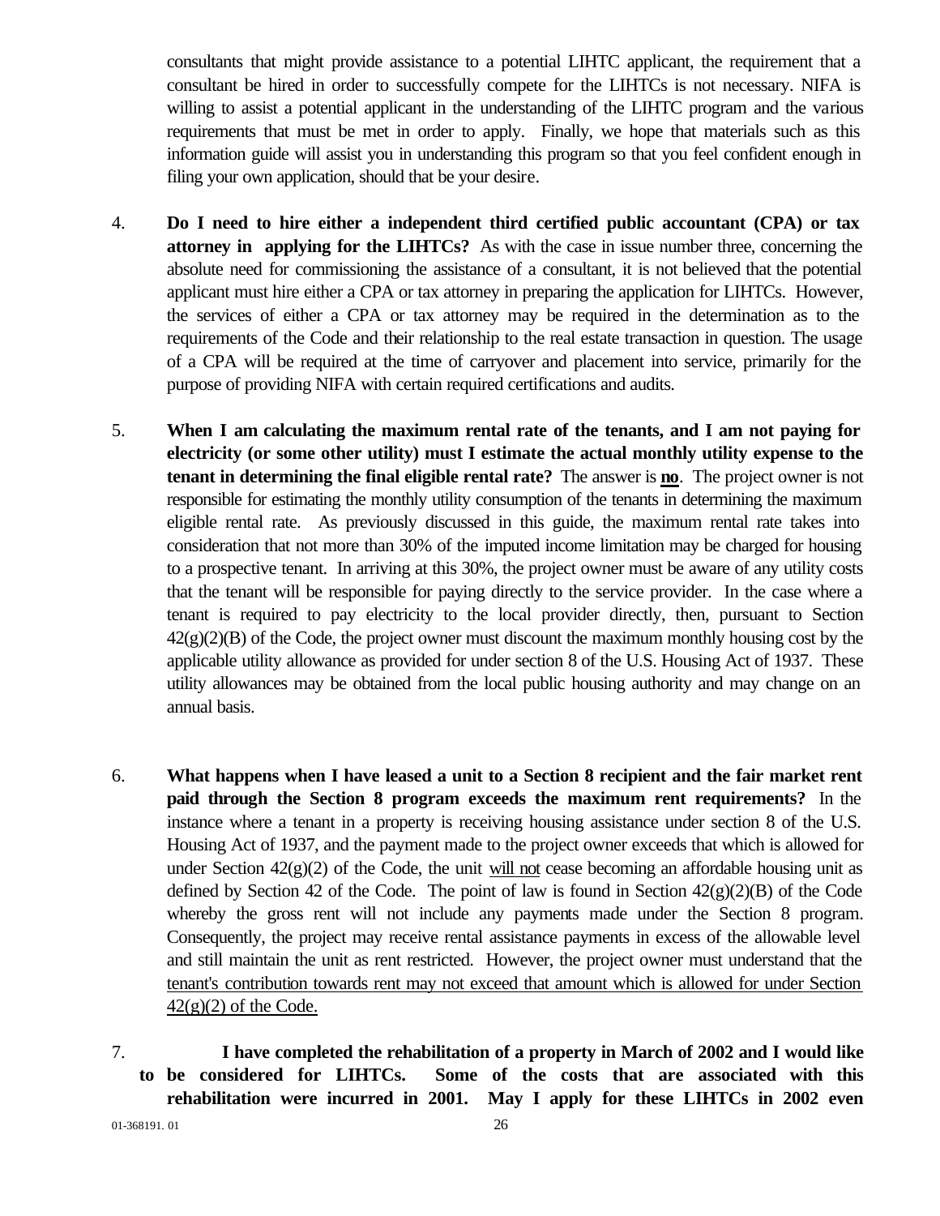consultants that might provide assistance to a potential LIHTC applicant, the requirement that a consultant be hired in order to successfully compete for the LIHTCs is not necessary. NIFA is willing to assist a potential applicant in the understanding of the LIHTC program and the various requirements that must be met in order to apply. Finally, we hope that materials such as this information guide will assist you in understanding this program so that you feel confident enough in filing your own application, should that be your desire.

4. **Do I need to hire either a independent third certified public accountant (CPA) or tax attorney in applying for the LIHTCs?** As with the case in issue number three, concerning the absolute need for commissioning the assistance of a consultant, it is not believed that the potential applicant must hire either a CPA or tax attorney in preparing the application for LIHTCs. However, the services of either a CPA or tax attorney may be required in the determination as to the requirements of the Code and their relationship to the real estate transaction in question. The usage of a CPA will be required at the time of carryover and placement into service, primarily for the purpose of providing NIFA with certain required certifications and audits.

5. **When I am calculating the maximum rental rate of the tenants, and I am not paying for electricity (or some other utility) must I estimate the actual monthly utility expense to the tenant in determining the final eligible rental rate?** The answer is **no**. The project owner is not responsible for estimating the monthly utility consumption of the tenants in determining the maximum eligible rental rate. As previously discussed in this guide, the maximum rental rate takes into consideration that not more than 30% of the imputed income limitation may be charged for housing to a prospective tenant. In arriving at this 30%, the project owner must be aware of any utility costs that the tenant will be responsible for paying directly to the service provider. In the case where a tenant is required to pay electricity to the local provider directly, then, pursuant to Section 42(g)(2)(B) of the Code, the project owner must discount the maximum monthly housing cost by the applicable utility allowance as provided for under section 8 of the U.S. Housing Act of 1937. These utility allowances may be obtained from the local public housing authority and may change on an annual basis.

6. **What happens when I have leased a unit to a Section 8 recipient and the fair market rent paid through the Section 8 program exceeds the maximum rent requirements?** In the instance where a tenant in a property is receiving housing assistance under section 8 of the U.S. Housing Act of 1937, and the payment made to the project owner exceeds that which is allowed for under Section 42(g)(2) of the Code, the unit will not cease becoming an affordable housing unit as defined by Section 42 of the Code. The point of law is found in Section 42(g)(2)(B) of the Code whereby the gross rent will not include any payments made under the Section 8 program. Consequently, the project may receive rental assistance payments in excess of the allowable level and still maintain the unit as rent restricted. However, the project owner must understand that the tenant's contribution towards rent may not exceed that amount which is allowed for under Section 42(g)(2) of the Code.

7. **I have completed the rehabilitation of a property in March of 2002 and I would like to be considered for LIHTCs. Some of the costs that are associated with this rehabilitation were incurred in 2001. May I apply for these LIHTCs in 2002 even**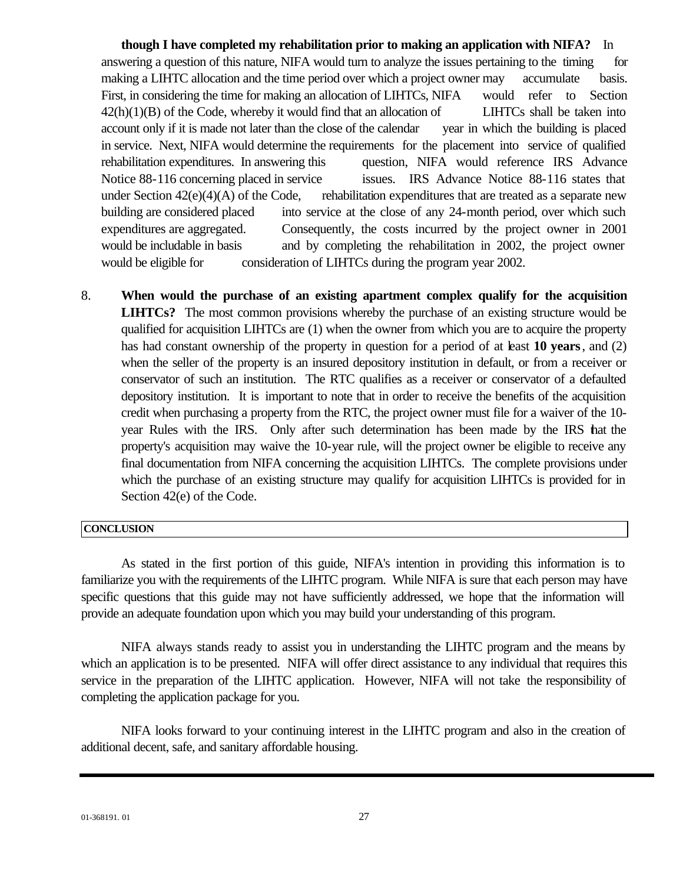**though I have completed my rehabilitation prior to making an application with NIFA?** In answering a question of this nature, NIFA would turn to analyze the issues pertaining to the timing for making a LIHTC allocation and the time period over which a project owner may accumulate basis. First, in considering the time for making an allocation of LIHTCs, NIFA would refer to Section 42(h)(1)(B) of the Code, whereby it would find that an allocation of LIHTCs shall be taken into account only if it is made not later than the close of the calendar year in which the building is placed in service. Next, NIFA would determine the requirements for the placement into service of qualified rehabilitation expenditures. In answering this question, NIFA would reference IRS Advance Notice 88-116 concerning placed in service issues. IRS Advance Notice 88-116 states that under Section 42(e)(4)(A) of the Code, rehabilitation expenditures that are treated as a separate new building are considered placed into service at the close of any 24-month period, over which such expenditures are aggregated. Consequently, the costs incurred by the project owner in 2001 would be includable in basis and by completing the rehabilitation in 2002, the project owner would be eligible for consideration of LIHTCs during the program year 2002.

8. **When would the purchase of an existing apartment complex qualify for the acquisition LIHTCs?** The most common provisions whereby the purchase of an existing structure would be qualified for acquisition LIHTCs are (1) when the owner from which you are to acquire the property has had constant ownership of the property in question for a period of at least **10 years**, and (2) when the seller of the property is an insured depository institution in default, or from a receiver or conservator of such an institution. The RTC qualifies as a receiver or conservator of a defaulted depository institution. It is important to note that in order to receive the benefits of the acquisition credit when purchasing a property from the RTC, the project owner must file for a waiver of the 10-year Rules with the IRS. Only after such determination has been made by the IRS that the property's acquisition may waive the 10-year rule, will the project owner be eligible to receive any final documentation from NIFA concerning the acquisition LIHTCs. The complete provisions under which the purchase of an existing structure may qualify for acquisition LIHTCs is provided for in Section 42(e) of the Code.

## CONCLUSION

As stated in the first portion of this guide, NIFA's intention in providing this information is to familiarize you with the requirements of the LIHTC program. While NIFA is sure that each person may have specific questions that this guide may not have sufficiently addressed, we hope that the information will provide an adequate foundation upon which you may build your understanding of this program.

NIFA always stands ready to assist you in understanding the LIHTC program and the means by which an application is to be presented. NIFA will offer direct assistance to any individual that requires this service in the preparation of the LIHTC application. However, NIFA will not take the responsibility of completing the application package for you.

NIFA looks forward to your continuing interest in the LIHTC program and also in the creation of additional decent, safe, and sanitary affordable housing.

01-368191. 01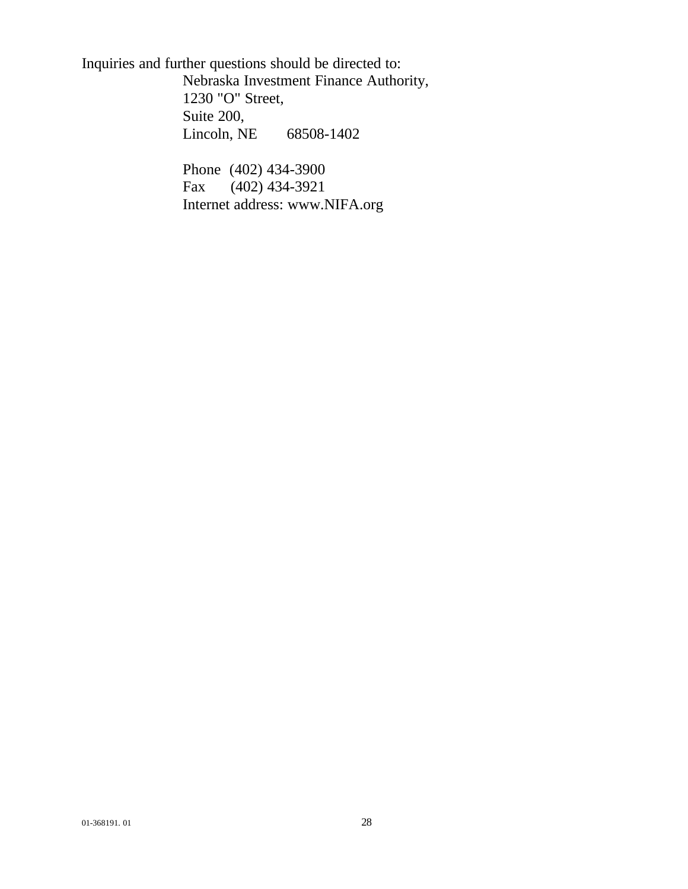Inquiries and further questions should be directed to:

Nebraska Investment Finance Authority,
1230 "O" Street,
Suite 200,
Lincoln, NE 68508-1402

Phone (402) 434-3900
Fax (402) 434-3921
Internet address: www.NIFA.org

01-368191. 01